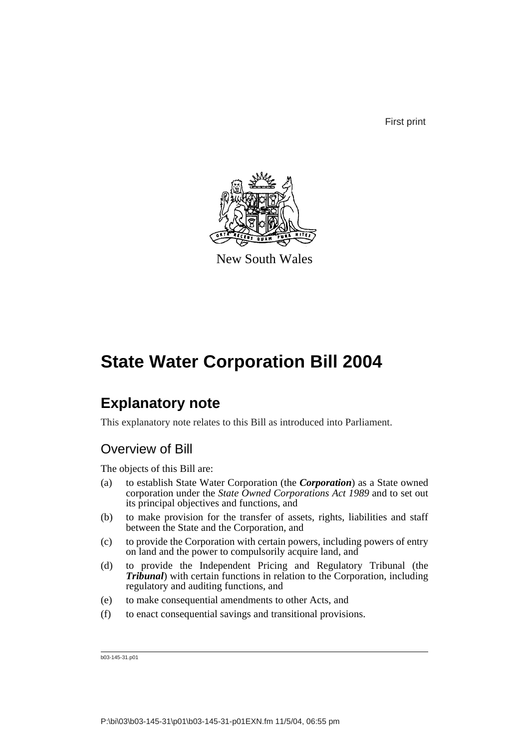First print

New South Wales

# State Water Corporation Bill 2004

## Explanatory note

This explanatory note relates to this Bill as introduced into Parliament.

### Overview of Bill

The objects of this Bill are:

(a) to establish State Water Corporation (the ***Corporation***) as a State owned corporation under the *State Owned Corporations Act 1989* and to set out its principal objectives and functions, and

(b) to make provision for the transfer of assets, rights, liabilities and staff between the State and the Corporation, and

(c) to provide the Corporation with certain powers, including powers of entry on land and the power to compulsorily acquire land, and

(d) to provide the Independent Pricing and Regulatory Tribunal (the ***Tribunal***) with certain functions in relation to the Corporation, including regulatory and auditing functions, and

(e) to make consequential amendments to other Acts, and

(f) to enact consequential savings and transitional provisions.

b03-145-31.p01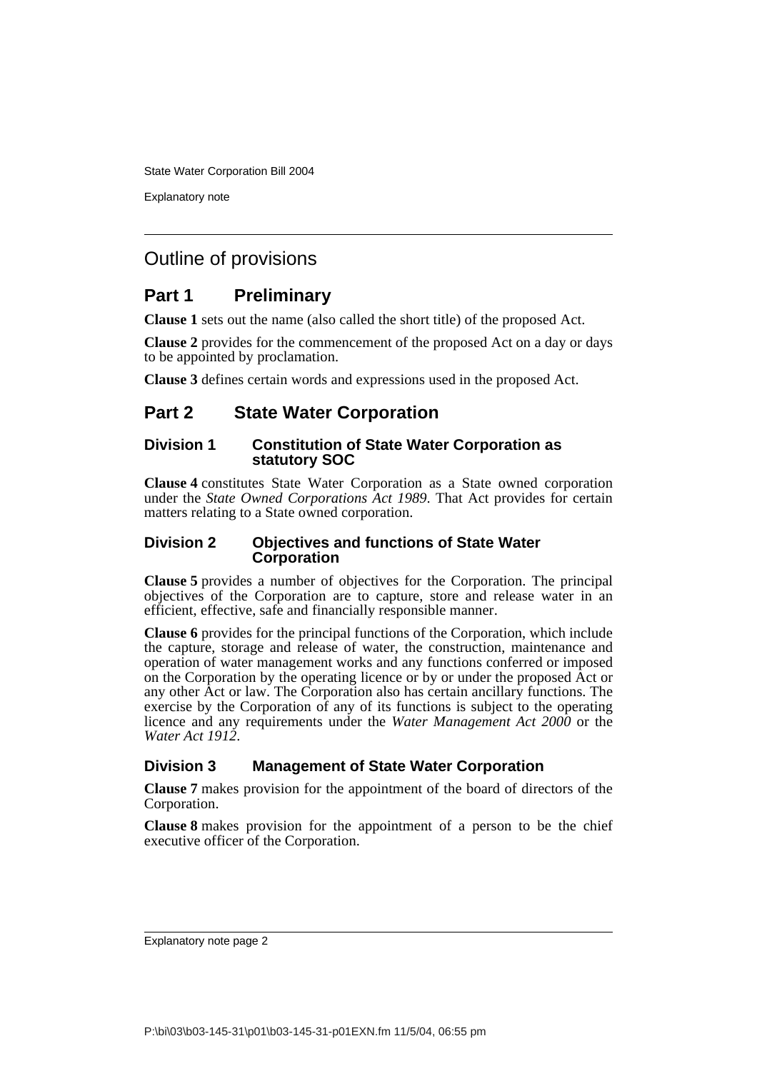## Outline of provisions

### Part 1 Preliminary

**Clause 1** sets out the name (also called the short title) of the proposed Act.

**Clause 2** provides for the commencement of the proposed Act on a day or days to be appointed by proclamation.

**Clause 3** defines certain words and expressions used in the proposed Act.

### Part 2 State Water Corporation

#### Division 1 Constitution of State Water Corporation as statutory SOC

**Clause 4** constitutes State Water Corporation as a State owned corporation under the *State Owned Corporations Act 1989*. That Act provides for certain matters relating to a State owned corporation.

#### Division 2 Objectives and functions of State Water Corporation

**Clause 5** provides a number of objectives for the Corporation. The principal objectives of the Corporation are to capture, store and release water in an efficient, effective, safe and financially responsible manner.

**Clause 6** provides for the principal functions of the Corporation, which include the capture, storage and release of water, the construction, maintenance and operation of water management works and any functions conferred or imposed on the Corporation by the operating licence or by or under the proposed Act or any other Act or law. The Corporation also has certain ancillary functions. The exercise by the Corporation of any of its functions is subject to the operating licence and any requirements under the *Water Management Act 2000* or the *Water Act 1912*.

#### Division 3 Management of State Water Corporation

**Clause 7** makes provision for the appointment of the board of directors of the Corporation.

**Clause 8** makes provision for the appointment of a person to be the chief executive officer of the Corporation.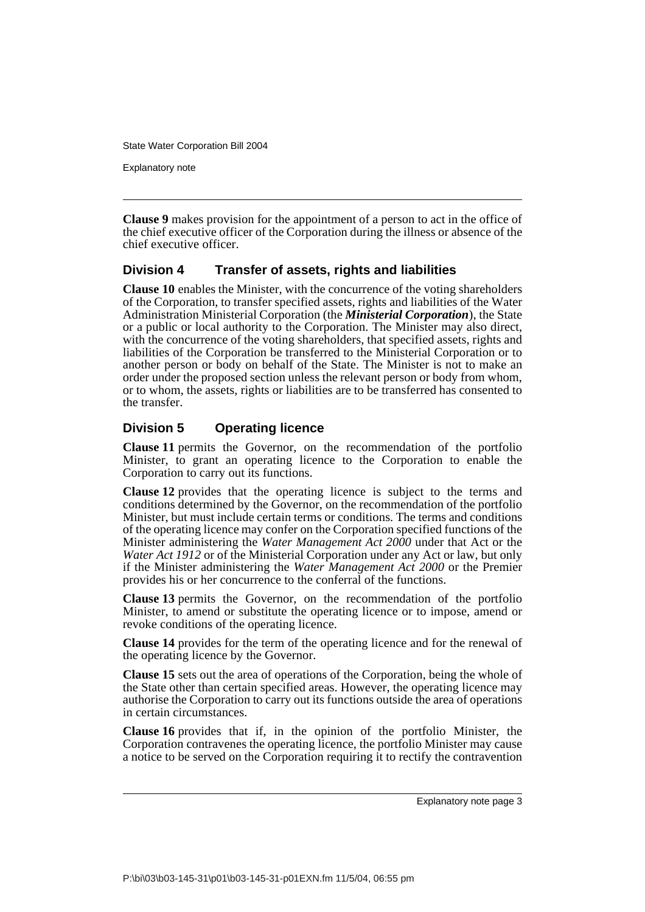**Clause 9** makes provision for the appointment of a person to act in the office of the chief executive officer of the Corporation during the illness or absence of the chief executive officer.

## Division 4 Transfer of assets, rights and liabilities

**Clause 10** enables the Minister, with the concurrence of the voting shareholders of the Corporation, to transfer specified assets, rights and liabilities of the Water Administration Ministerial Corporation (the ***Ministerial Corporation***), the State or a public or local authority to the Corporation. The Minister may also direct, with the concurrence of the voting shareholders, that specified assets, rights and liabilities of the Corporation be transferred to the Ministerial Corporation or to another person or body on behalf of the State. The Minister is not to make an order under the proposed section unless the relevant person or body from whom, or to whom, the assets, rights or liabilities are to be transferred has consented to the transfer.

## Division 5 Operating licence

**Clause 11** permits the Governor, on the recommendation of the portfolio Minister, to grant an operating licence to the Corporation to enable the Corporation to carry out its functions.

**Clause 12** provides that the operating licence is subject to the terms and conditions determined by the Governor, on the recommendation of the portfolio Minister, but must include certain terms or conditions. The terms and conditions of the operating licence may confer on the Corporation specified functions of the Minister administering the *Water Management Act 2000* under that Act or the *Water Act 1912* or of the Ministerial Corporation under any Act or law, but only if the Minister administering the *Water Management Act 2000* or the Premier provides his or her concurrence to the conferral of the functions.

**Clause 13** permits the Governor, on the recommendation of the portfolio Minister, to amend or substitute the operating licence or to impose, amend or revoke conditions of the operating licence.

**Clause 14** provides for the term of the operating licence and for the renewal of the operating licence by the Governor.

**Clause 15** sets out the area of operations of the Corporation, being the whole of the State other than certain specified areas. However, the operating licence may authorise the Corporation to carry out its functions outside the area of operations in certain circumstances.

**Clause 16** provides that if, in the opinion of the portfolio Minister, the Corporation contravenes the operating licence, the portfolio Minister may cause a notice to be served on the Corporation requiring it to rectify the contravention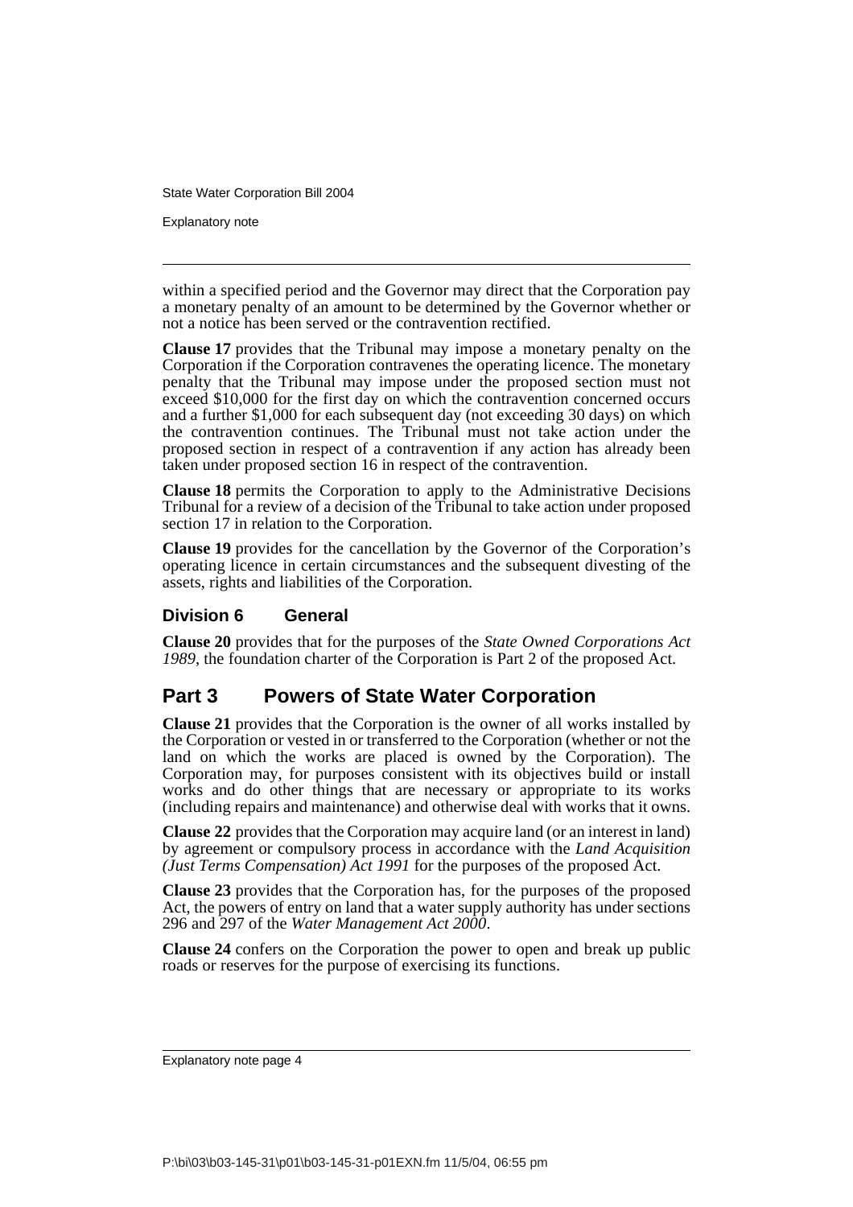within a specified period and the Governor may direct that the Corporation pay a monetary penalty of an amount to be determined by the Governor whether or not a notice has been served or the contravention rectified.

**Clause 17** provides that the Tribunal may impose a monetary penalty on the Corporation if the Corporation contravenes the operating licence. The monetary penalty that the Tribunal may impose under the proposed section must not exceed $10,000 for the first day on which the contravention concerned occurs and a further $1,000 for each subsequent day (not exceeding 30 days) on which the contravention continues. The Tribunal must not take action under the proposed section in respect of a contravention if any action has already been taken under proposed section 16 in respect of the contravention.

**Clause 18** permits the Corporation to apply to the Administrative Decisions Tribunal for a review of a decision of the Tribunal to take action under proposed section 17 in relation to the Corporation.

**Clause 19** provides for the cancellation by the Governor of the Corporation's operating licence in certain circumstances and the subsequent divesting of the assets, rights and liabilities of the Corporation.

### Division 6 General

**Clause 20** provides that for the purposes of the *State Owned Corporations Act 1989*, the foundation charter of the Corporation is Part 2 of the proposed Act.

## Part 3 Powers of State Water Corporation

**Clause 21** provides that the Corporation is the owner of all works installed by the Corporation or vested in or transferred to the Corporation (whether or not the land on which the works are placed is owned by the Corporation). The Corporation may, for purposes consistent with its objectives build or install works and do other things that are necessary or appropriate to its works (including repairs and maintenance) and otherwise deal with works that it owns.

**Clause 22** provides that the Corporation may acquire land (or an interest in land) by agreement or compulsory process in accordance with the *Land Acquisition (Just Terms Compensation) Act 1991* for the purposes of the proposed Act.

**Clause 23** provides that the Corporation has, for the purposes of the proposed Act, the powers of entry on land that a water supply authority has under sections 296 and 297 of the *Water Management Act 2000*.

**Clause 24** confers on the Corporation the power to open and break up public roads or reserves for the purpose of exercising its functions.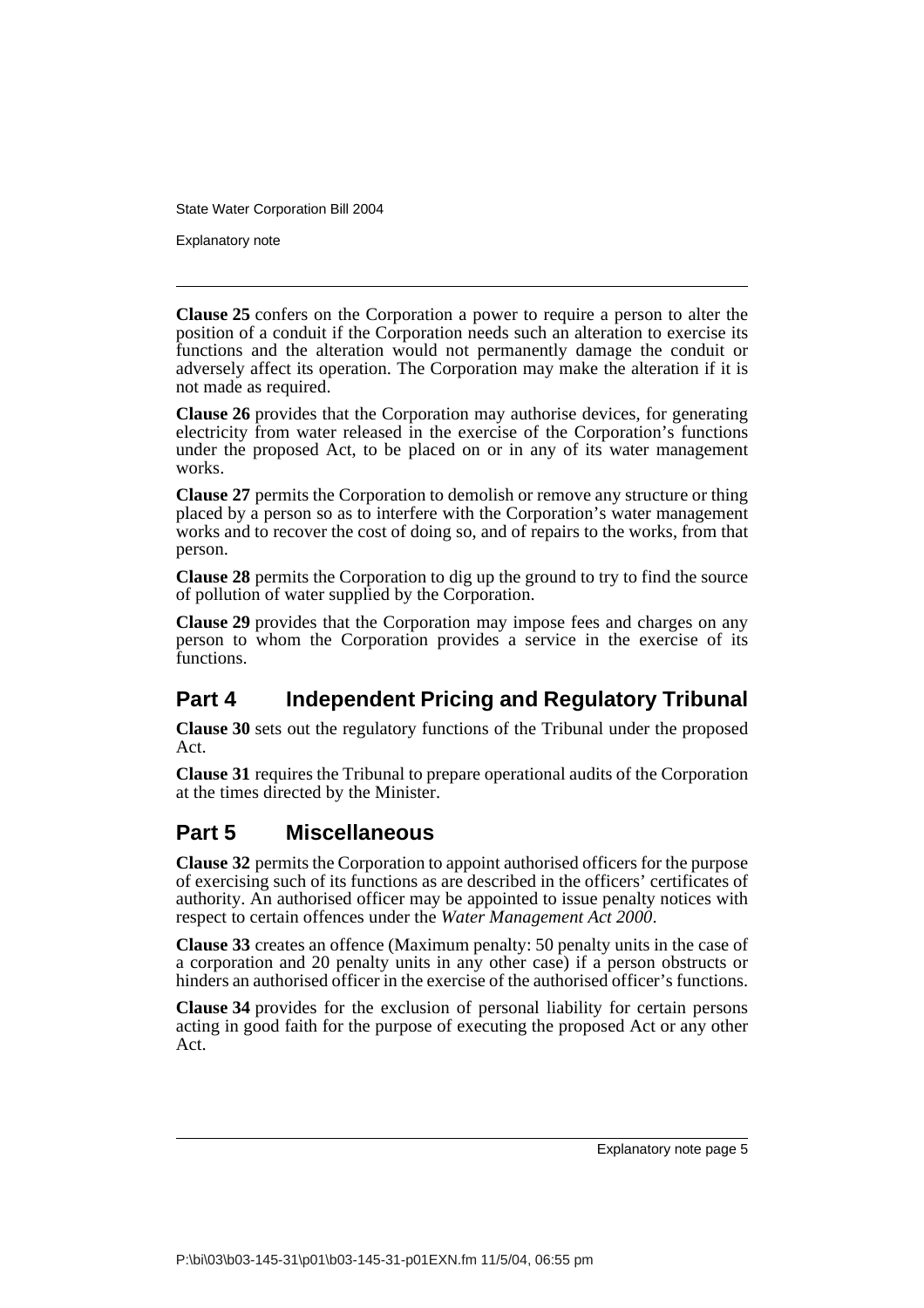**Clause 25** confers on the Corporation a power to require a person to alter the position of a conduit if the Corporation needs such an alteration to exercise its functions and the alteration would not permanently damage the conduit or adversely affect its operation. The Corporation may make the alteration if it is not made as required.

**Clause 26** provides that the Corporation may authorise devices, for generating electricity from water released in the exercise of the Corporation's functions under the proposed Act, to be placed on or in any of its water management works.

**Clause 27** permits the Corporation to demolish or remove any structure or thing placed by a person so as to interfere with the Corporation's water management works and to recover the cost of doing so, and of repairs to the works, from that person.

**Clause 28** permits the Corporation to dig up the ground to try to find the source of pollution of water supplied by the Corporation.

**Clause 29** provides that the Corporation may impose fees and charges on any person to whom the Corporation provides a service in the exercise of its functions.

## Part 4 Independent Pricing and Regulatory Tribunal

**Clause 30** sets out the regulatory functions of the Tribunal under the proposed Act.

**Clause 31** requires the Tribunal to prepare operational audits of the Corporation at the times directed by the Minister.

## Part 5 Miscellaneous

**Clause 32** permits the Corporation to appoint authorised officers for the purpose of exercising such of its functions as are described in the officers' certificates of authority. An authorised officer may be appointed to issue penalty notices with respect to certain offences under the *Water Management Act 2000*.

**Clause 33** creates an offence (Maximum penalty: 50 penalty units in the case of a corporation and 20 penalty units in any other case) if a person obstructs or hinders an authorised officer in the exercise of the authorised officer's functions.

**Clause 34** provides for the exclusion of personal liability for certain persons acting in good faith for the purpose of executing the proposed Act or any other Act.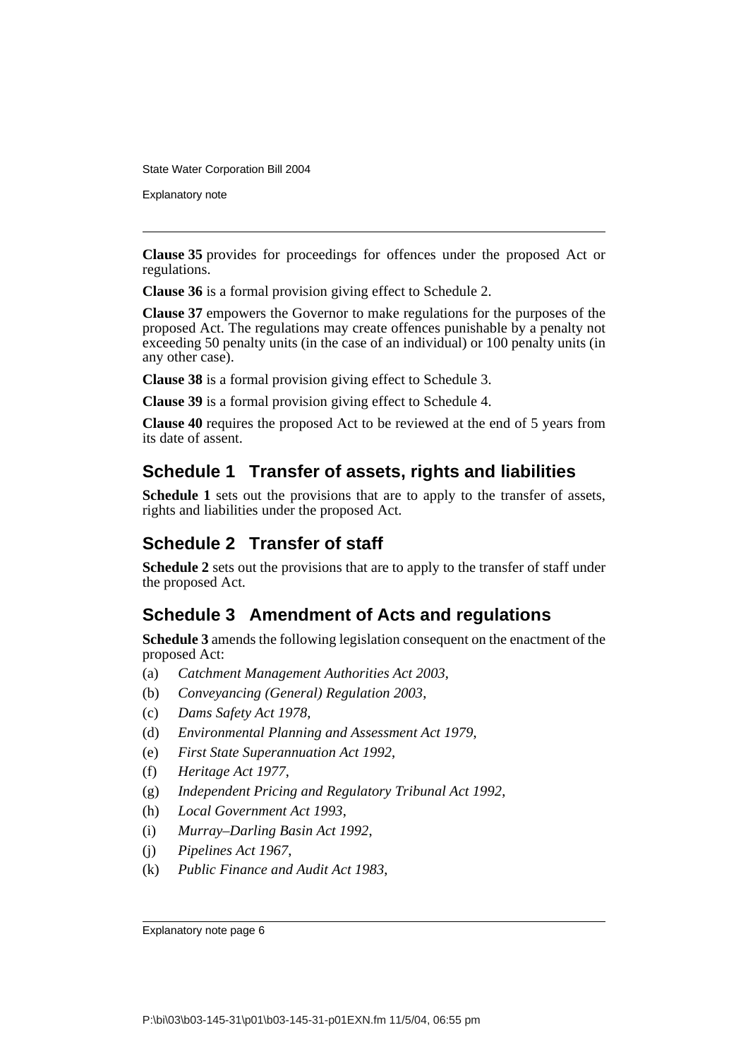**Clause 35** provides for proceedings for offences under the proposed Act or regulations.

**Clause 36** is a formal provision giving effect to Schedule 2.

**Clause 37** empowers the Governor to make regulations for the purposes of the proposed Act. The regulations may create offences punishable by a penalty not exceeding 50 penalty units (in the case of an individual) or 100 penalty units (in any other case).

**Clause 38** is a formal provision giving effect to Schedule 3.

**Clause 39** is a formal provision giving effect to Schedule 4.

**Clause 40** requires the proposed Act to be reviewed at the end of 5 years from its date of assent.

## Schedule 1 Transfer of assets, rights and liabilities

**Schedule 1** sets out the provisions that are to apply to the transfer of assets, rights and liabilities under the proposed Act.

## Schedule 2 Transfer of staff

**Schedule 2** sets out the provisions that are to apply to the transfer of staff under the proposed Act.

## Schedule 3 Amendment of Acts and regulations

**Schedule 3** amends the following legislation consequent on the enactment of the proposed Act:

(a) *Catchment Management Authorities Act 2003*,

(b) *Conveyancing (General) Regulation 2003*,

(c) *Dams Safety Act 1978*,

(d) *Environmental Planning and Assessment Act 1979*,

(e) *First State Superannuation Act 1992*,

(f) *Heritage Act 1977*,

(g) *Independent Pricing and Regulatory Tribunal Act 1992*,

(h) *Local Government Act 1993*,

(i) *Murray–Darling Basin Act 1992*,

(j) *Pipelines Act 1967*,

(k) *Public Finance and Audit Act 1983*,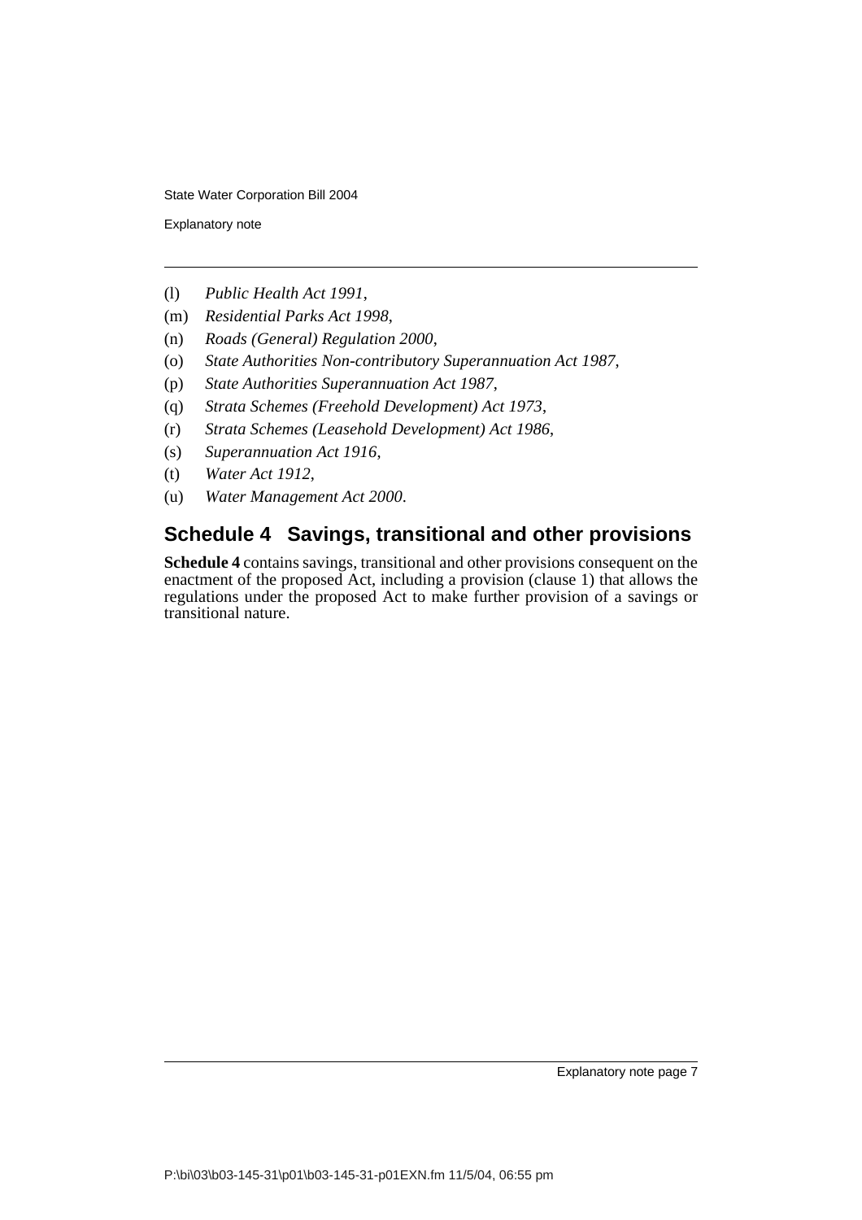(l) *Public Health Act 1991*,

(m) *Residential Parks Act 1998*,

(n) *Roads (General) Regulation 2000*,

(o) *State Authorities Non-contributory Superannuation Act 1987*,

(p) *State Authorities Superannuation Act 1987*,

(q) *Strata Schemes (Freehold Development) Act 1973*,

(r) *Strata Schemes (Leasehold Development) Act 1986*,

(s) *Superannuation Act 1916*,

(t) *Water Act 1912*,

(u) *Water Management Act 2000*.

## Schedule 4 Savings, transitional and other provisions

**Schedule 4** contains savings, transitional and other provisions consequent on the enactment of the proposed Act, including a provision (clause 1) that allows the regulations under the proposed Act to make further provision of a savings or transitional nature.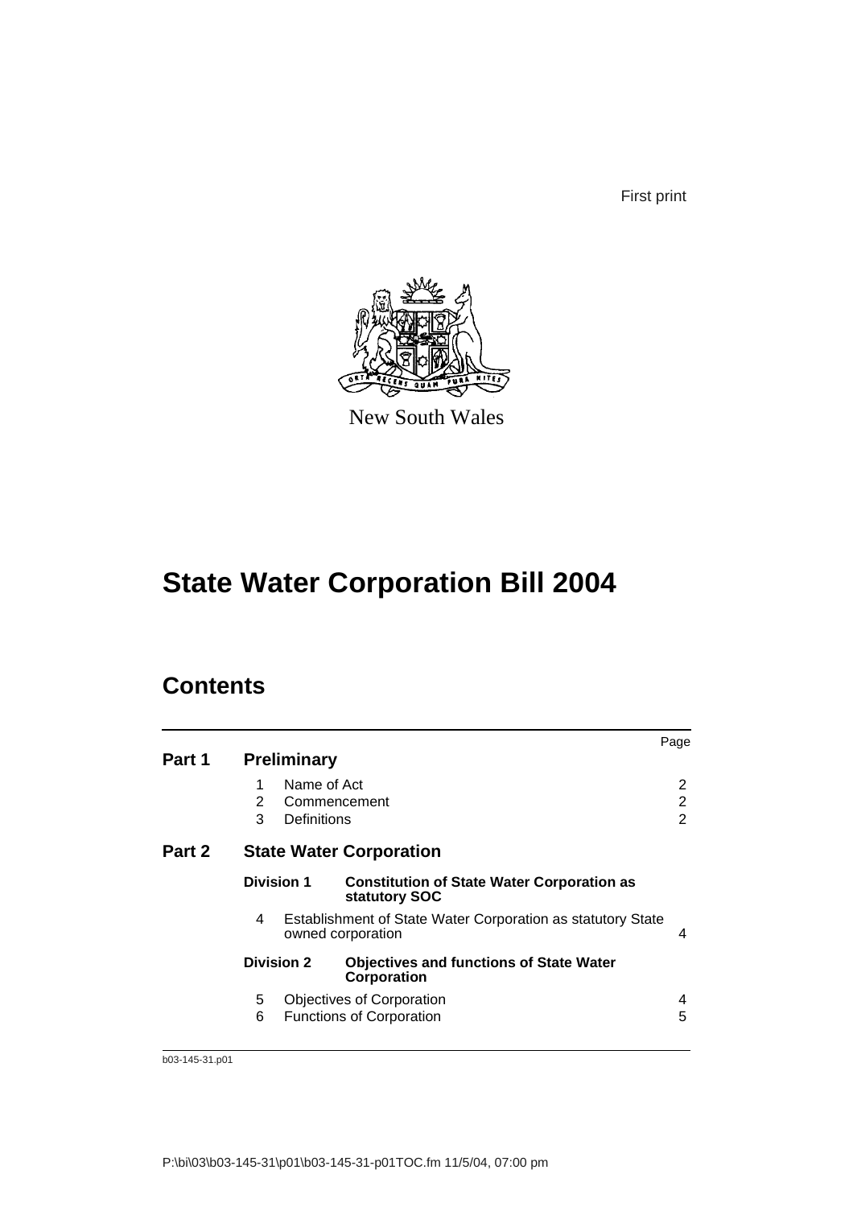First print

New South Wales

# State Water Corporation Bill 2004

## Contents

| | | | Page |
|---|---|---|---|
| **Part 1** | **Preliminary** | | |
| | 1 | Name of Act | 2 |
| | 2 | Commencement | 2 |
| | 3 | Definitions | 2 |
| **Part 2** | **State Water Corporation** | | |
| | **Division 1** | **Constitution of State Water Corporation as statutory SOC** | |
| | 4 | Establishment of State Water Corporation as statutory State owned corporation | 4 |
| | **Division 2** | **Objectives and functions of State Water Corporation** | |
| | 5 | Objectives of Corporation | 4 |
| | 6 | Functions of Corporation | 5 |

b03-145-31.p01

P:\bi\03\b03-145-31\p01\b03-145-31-p01TOC.fm 11/5/04, 07:00 pm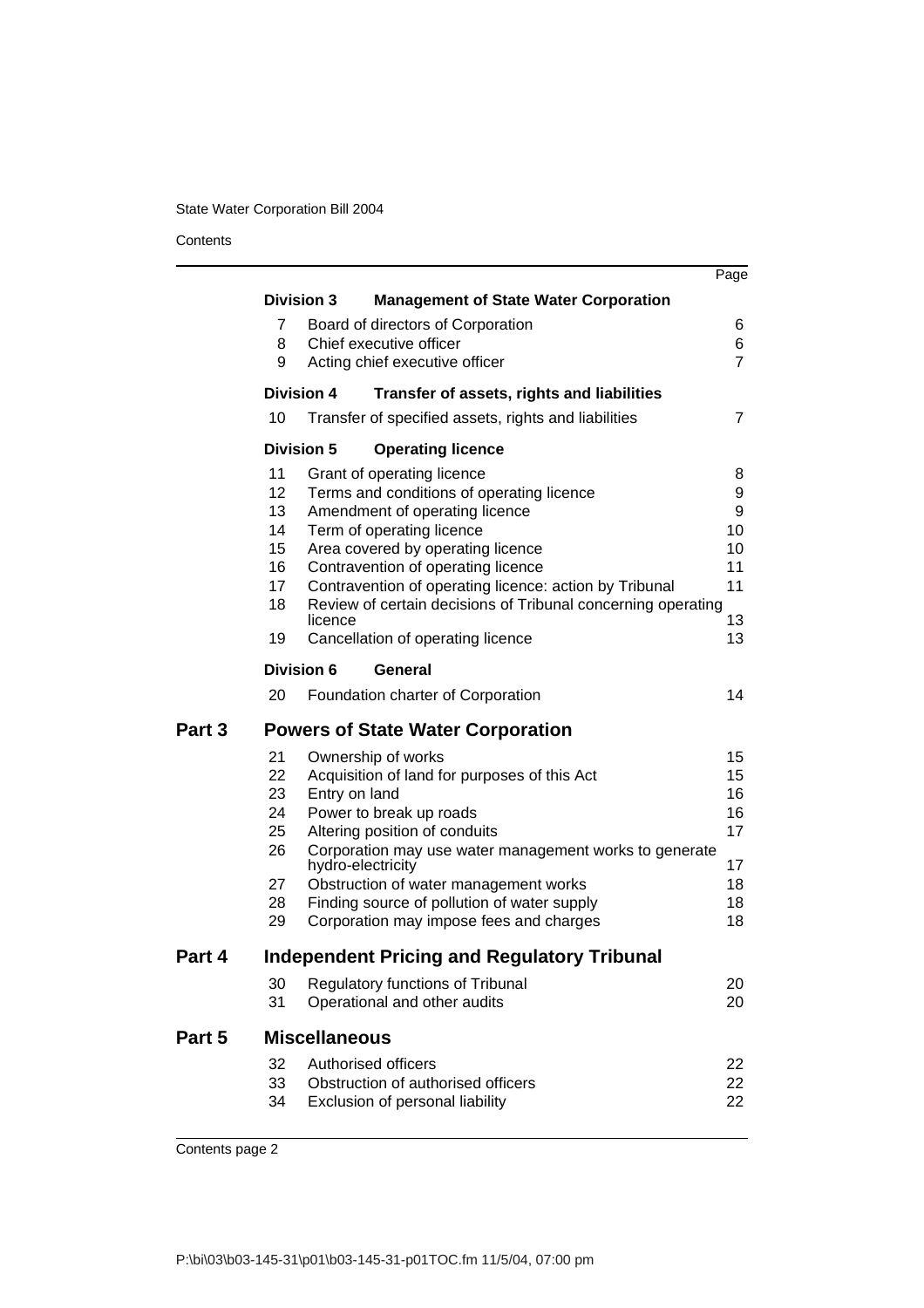| | | | Page |
|---|---|---|---|
| | **Division 3** | **Management of State Water Corporation** | |
| | 7 | Board of directors of Corporation | 6 |
| | 8 | Chief executive officer | 6 |
| | 9 | Acting chief executive officer | 7 |
| | **Division 4** | **Transfer of assets, rights and liabilities** | |
| | 10 | Transfer of specified assets, rights and liabilities | 7 |
| | **Division 5** | **Operating licence** | |
| | 11 | Grant of operating licence | 8 |
| | 12 | Terms and conditions of operating licence | 9 |
| | 13 | Amendment of operating licence | 9 |
| | 14 | Term of operating licence | 10 |
| | 15 | Area covered by operating licence | 10 |
| | 16 | Contravention of operating licence | 11 |
| | 17 | Contravention of operating licence: action by Tribunal | 11 |
| | 18 | Review of certain decisions of Tribunal concerning operating licence | 13 |
| | 19 | Cancellation of operating licence | 13 |
| | **Division 6** | **General** | |
| | 20 | Foundation charter of Corporation | 14 |
| **Part 3** | **Powers of State Water Corporation** | | |
| | 21 | Ownership of works | 15 |
| | 22 | Acquisition of land for purposes of this Act | 15 |
| | 23 | Entry on land | 16 |
| | 24 | Power to break up roads | 16 |
| | 25 | Altering position of conduits | 17 |
| | 26 | Corporation may use water management works to generate hydro-electricity | 17 |
| | 27 | Obstruction of water management works | 18 |
| | 28 | Finding source of pollution of water supply | 18 |
| | 29 | Corporation may impose fees and charges | 18 |
| **Part 4** | **Independent Pricing and Regulatory Tribunal** | | |
| | 30 | Regulatory functions of Tribunal | 20 |
| | 31 | Operational and other audits | 20 |
| **Part 5** | **Miscellaneous** | | |
| | 32 | Authorised officers | 22 |
| | 33 | Obstruction of authorised officers | 22 |
| | 34 | Exclusion of personal liability | 22 |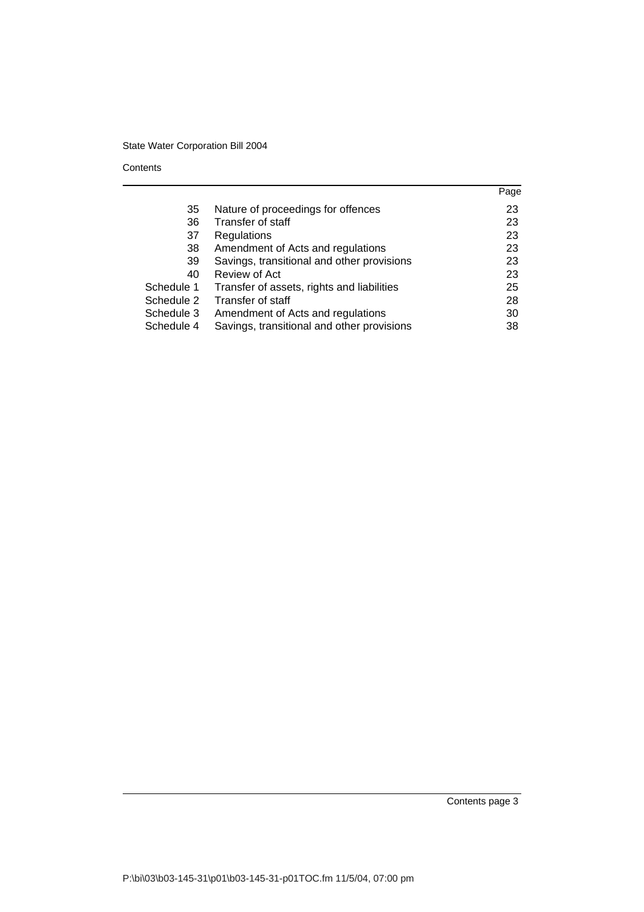| | | Page |
| --- | --- | --- |
| 35 | Nature of proceedings for offences | 23 |
| 36 | Transfer of staff | 23 |
| 37 | Regulations | 23 |
| 38 | Amendment of Acts and regulations | 23 |
| 39 | Savings, transitional and other provisions | 23 |
| 40 | Review of Act | 23 |
| Schedule 1 | Transfer of assets, rights and liabilities | 25 |
| Schedule 2 | Transfer of staff | 28 |
| Schedule 3 | Amendment of Acts and regulations | 30 |
| Schedule 4 | Savings, transitional and other provisions | 38 |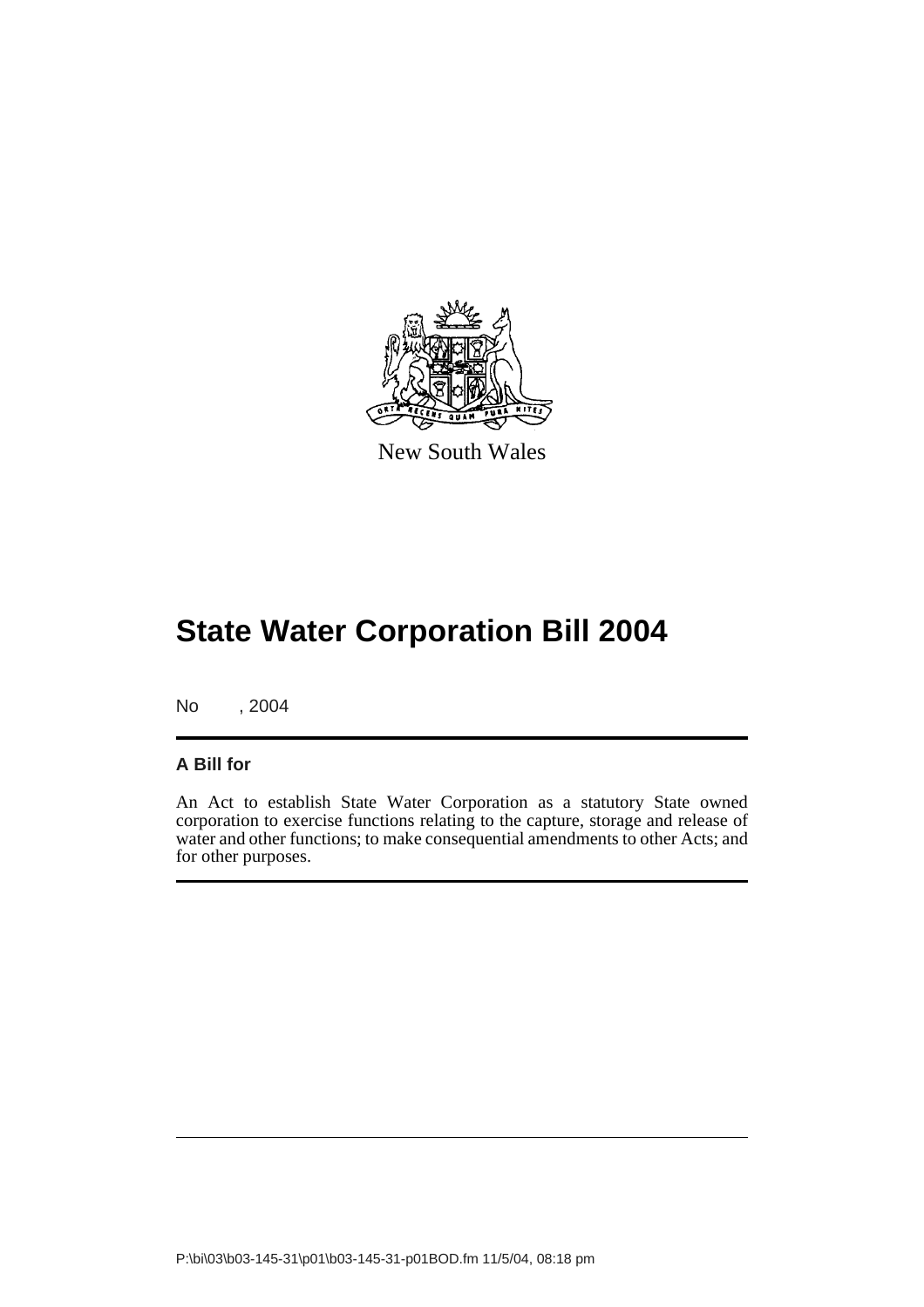New South Wales

# State Water Corporation Bill 2004

No , 2004

**A Bill for**

An Act to establish State Water Corporation as a statutory State owned corporation to exercise functions relating to the capture, storage and release of water and other functions; to make consequential amendments to other Acts; and for other purposes.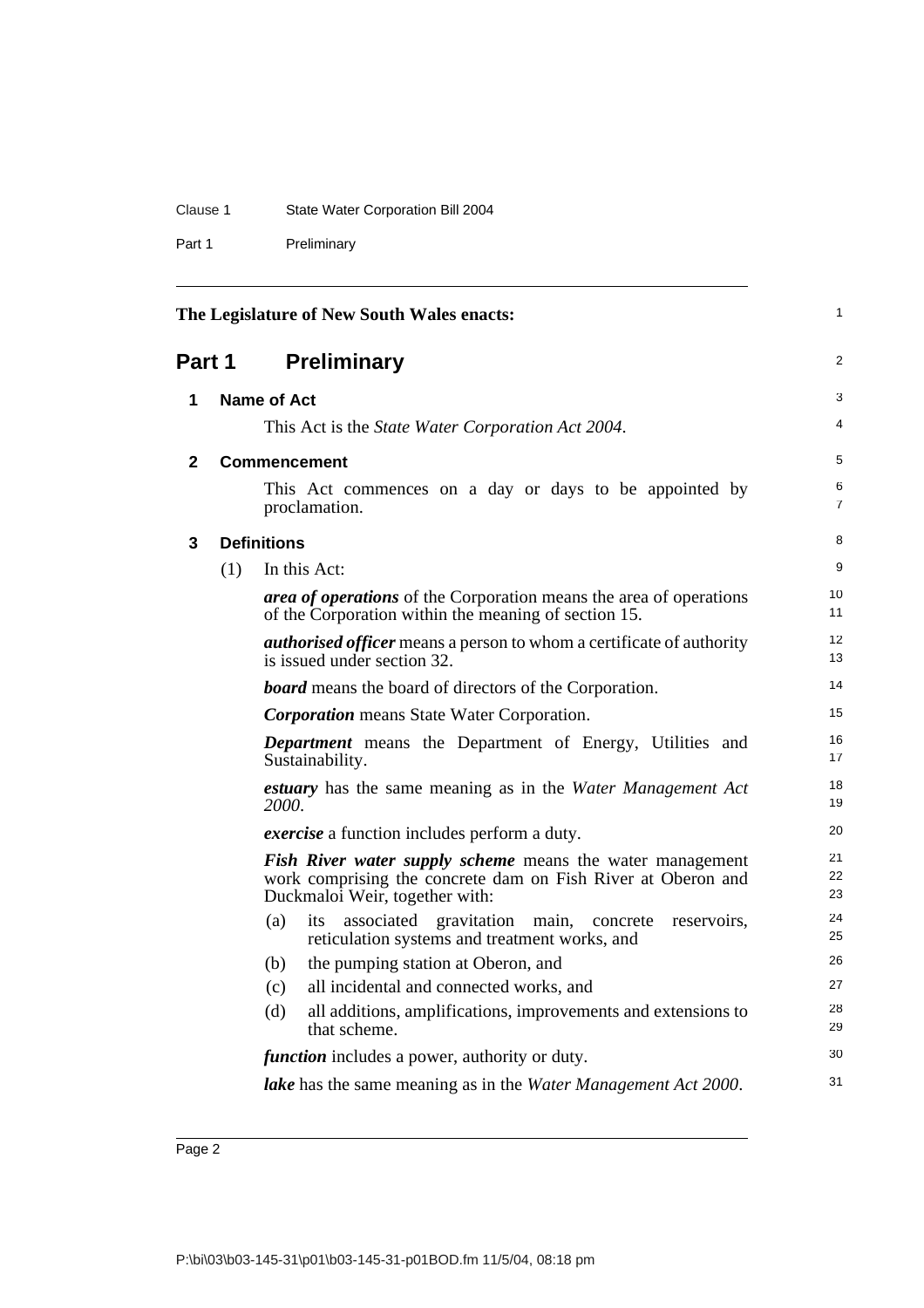The Legislature of New South Wales enacts:

# Part 1 Preliminary

## 1 Name of Act

This Act is the *State Water Corporation Act 2004*.

## 2 Commencement

This Act commences on a day or days to be appointed by proclamation.

## 3 Definitions

(1) In this Act:

***area of operations*** of the Corporation means the area of operations of the Corporation within the meaning of section 15.

***authorised officer*** means a person to whom a certificate of authority is issued under section 32.

***board*** means the board of directors of the Corporation.

***Corporation*** means State Water Corporation.

***Department*** means the Department of Energy, Utilities and Sustainability.

***estuary*** has the same meaning as in the *Water Management Act 2000*.

***exercise*** a function includes perform a duty.

***Fish River water supply scheme*** means the water management work comprising the concrete dam on Fish River at Oberon and Duckmaloi Weir, together with:

- (a) its associated gravitation main, concrete reservoirs, reticulation systems and treatment works, and
- (b) the pumping station at Oberon, and
- (c) all incidental and connected works, and
- (d) all additions, amplifications, improvements and extensions to that scheme.

***function*** includes a power, authority or duty.

***lake*** has the same meaning as in the *Water Management Act 2000*.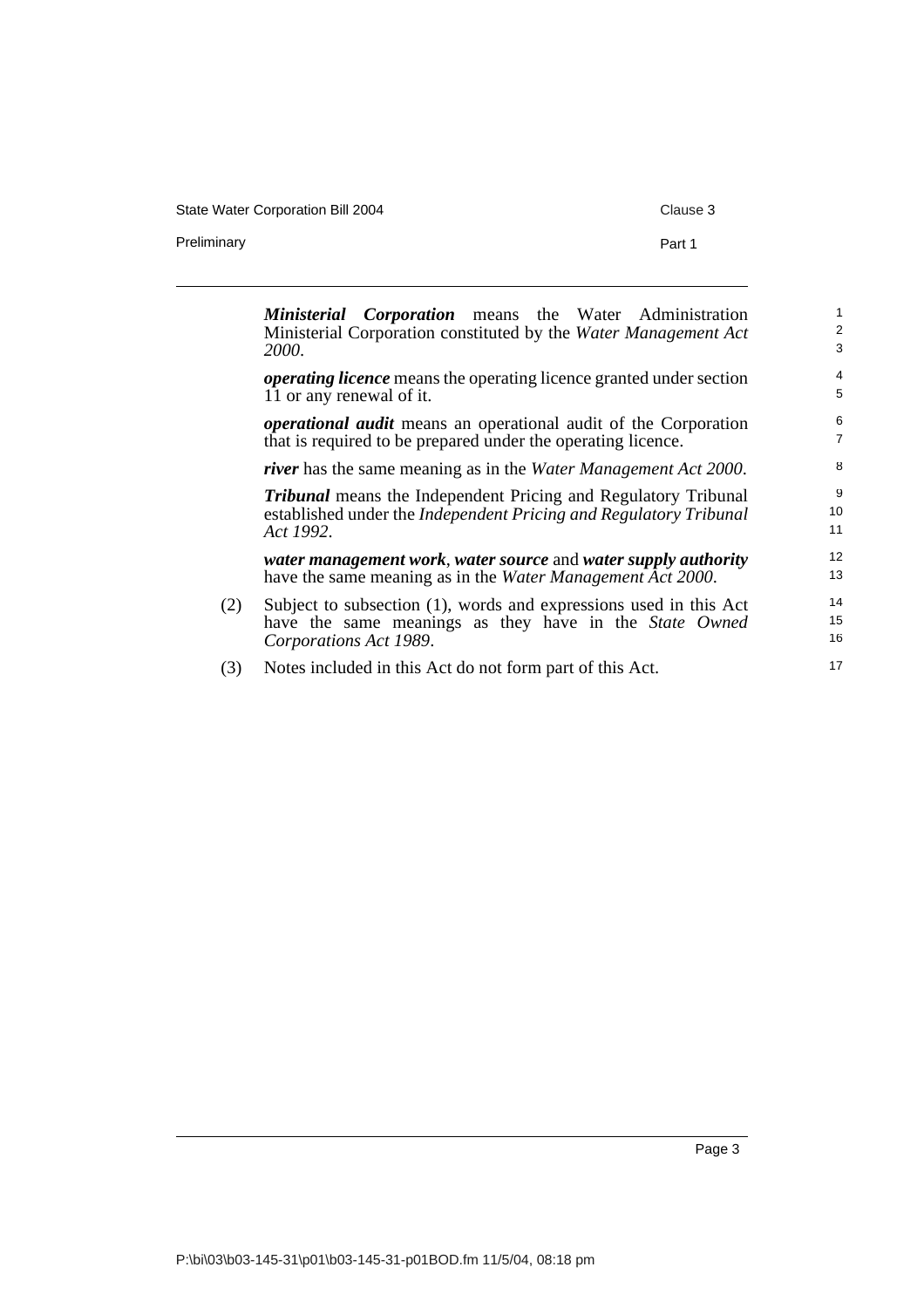***Ministerial Corporation*** means the Water Administration Ministerial Corporation constituted by the *Water Management Act 2000*.

***operating licence*** means the operating licence granted under section 11 or any renewal of it.

***operational audit*** means an operational audit of the Corporation that is required to be prepared under the operating licence.

***river*** has the same meaning as in the *Water Management Act 2000*.

***Tribunal*** means the Independent Pricing and Regulatory Tribunal established under the *Independent Pricing and Regulatory Tribunal Act 1992*.

***water management work***, ***water source*** and ***water supply authority*** have the same meaning as in the *Water Management Act 2000*.

(2) Subject to subsection (1), words and expressions used in this Act have the same meanings as they have in the *State Owned Corporations Act 1989*.

(3) Notes included in this Act do not form part of this Act.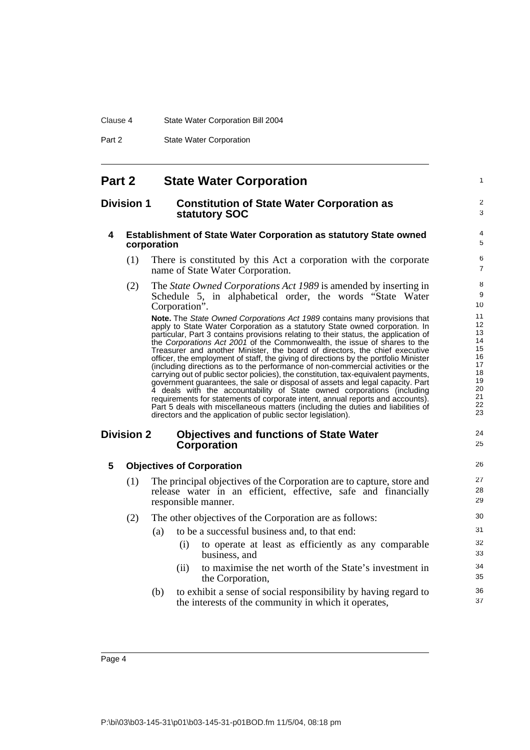# Part 2 State Water Corporation

## Division 1 Constitution of State Water Corporation as statutory SOC

### 4 Establishment of State Water Corporation as statutory State owned corporation

(1) There is constituted by this Act a corporation with the corporate name of State Water Corporation.

(2) The *State Owned Corporations Act 1989* is amended by inserting in Schedule 5, in alphabetical order, the words "State Water Corporation".

**Note.** The *State Owned Corporations Act 1989* contains many provisions that apply to State Water Corporation as a statutory State owned corporation. In particular, Part 3 contains provisions relating to their status, the application of the *Corporations Act 2001* of the Commonwealth, the issue of shares to the Treasurer and another Minister, the board of directors, the chief executive officer, the employment of staff, the giving of directions by the portfolio Minister (including directions as to the performance of non-commercial activities or the carrying out of public sector policies), the constitution, tax-equivalent payments, government guarantees, the sale or disposal of assets and legal capacity. Part 4 deals with the accountability of State owned corporations (including requirements for statements of corporate intent, annual reports and accounts). Part 5 deals with miscellaneous matters (including the duties and liabilities of directors and the application of public sector legislation).

## Division 2 Objectives and functions of State Water Corporation

### 5 Objectives of Corporation

(1) The principal objectives of the Corporation are to capture, store and release water in an efficient, effective, safe and financially responsible manner.

(2) The other objectives of the Corporation are as follows:

(a) to be a successful business and, to that end:

(i) to operate at least as efficiently as any comparable business, and

(ii) to maximise the net worth of the State's investment in the Corporation,

(b) to exhibit a sense of social responsibility by having regard to the interests of the community in which it operates,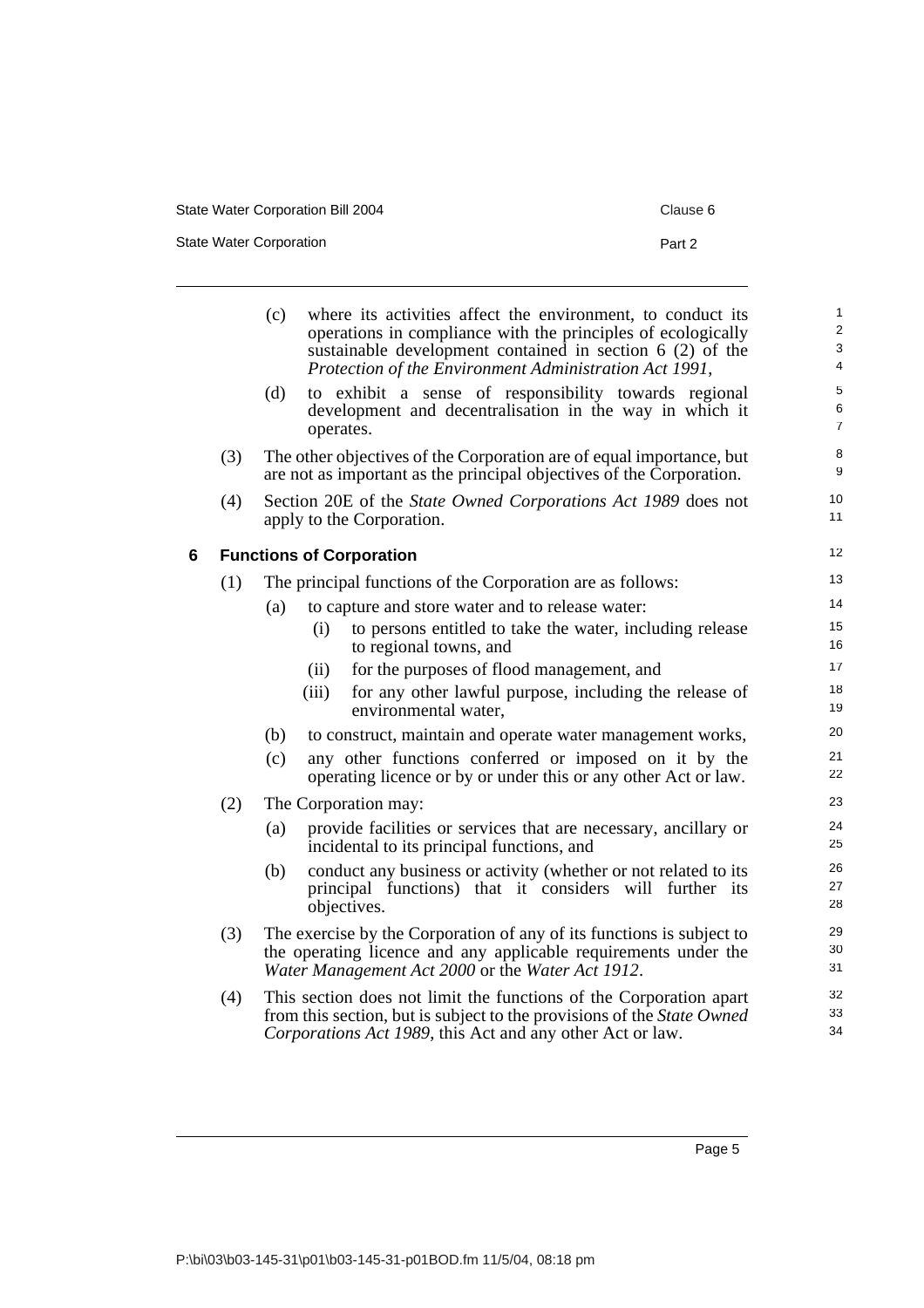(c) where its activities affect the environment, to conduct its operations in compliance with the principles of ecologically sustainable development contained in section 6 (2) of the *Protection of the Environment Administration Act 1991*,

(d) to exhibit a sense of responsibility towards regional development and decentralisation in the way in which it operates.

(3) The other objectives of the Corporation are of equal importance, but are not as important as the principal objectives of the Corporation.

(4) Section 20E of the *State Owned Corporations Act 1989* does not apply to the Corporation.

### 6 Functions of Corporation

(1) The principal functions of the Corporation are as follows:

- (a) to capture and store water and to release water:
  - (i) to persons entitled to take the water, including release to regional towns, and
  - (ii) for the purposes of flood management, and
  - (iii) for any other lawful purpose, including the release of environmental water,
- (b) to construct, maintain and operate water management works,
- (c) any other functions conferred or imposed on it by the operating licence or by or under this or any other Act or law.

(2) The Corporation may:

- (a) provide facilities or services that are necessary, ancillary or incidental to its principal functions, and
- (b) conduct any business or activity (whether or not related to its principal functions) that it considers will further its objectives.

(3) The exercise by the Corporation of any of its functions is subject to the operating licence and any applicable requirements under the *Water Management Act 2000* or the *Water Act 1912*.

(4) This section does not limit the functions of the Corporation apart from this section, but is subject to the provisions of the *State Owned Corporations Act 1989*, this Act and any other Act or law.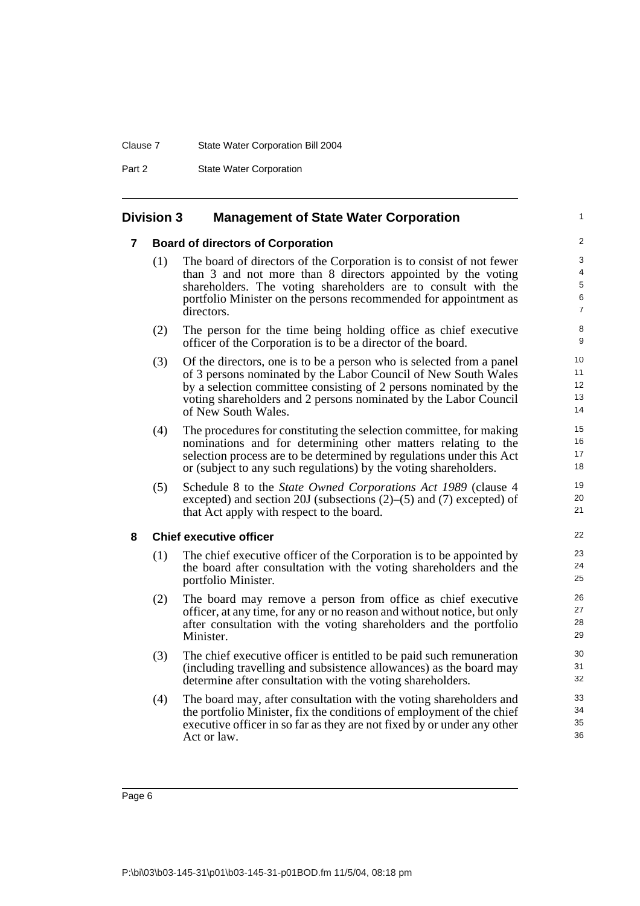## Division 3 Management of State Water Corporation

### 7 Board of directors of Corporation

(1) The board of directors of the Corporation is to consist of not fewer than 3 and not more than 8 directors appointed by the voting shareholders. The voting shareholders are to consult with the portfolio Minister on the persons recommended for appointment as directors.

(2) The person for the time being holding office as chief executive officer of the Corporation is to be a director of the board.

(3) Of the directors, one is to be a person who is selected from a panel of 3 persons nominated by the Labor Council of New South Wales by a selection committee consisting of 2 persons nominated by the voting shareholders and 2 persons nominated by the Labor Council of New South Wales.

(4) The procedures for constituting the selection committee, for making nominations and for determining other matters relating to the selection process are to be determined by regulations under this Act or (subject to any such regulations) by the voting shareholders.

(5) Schedule 8 to the *State Owned Corporations Act 1989* (clause 4 excepted) and section 20J (subsections (2)–(5) and (7) excepted) of that Act apply with respect to the board.

### 8 Chief executive officer

(1) The chief executive officer of the Corporation is to be appointed by the board after consultation with the voting shareholders and the portfolio Minister.

(2) The board may remove a person from office as chief executive officer, at any time, for any or no reason and without notice, but only after consultation with the voting shareholders and the portfolio Minister.

(3) The chief executive officer is entitled to be paid such remuneration (including travelling and subsistence allowances) as the board may determine after consultation with the voting shareholders.

(4) The board may, after consultation with the voting shareholders and the portfolio Minister, fix the conditions of employment of the chief executive officer in so far as they are not fixed by or under any other Act or law.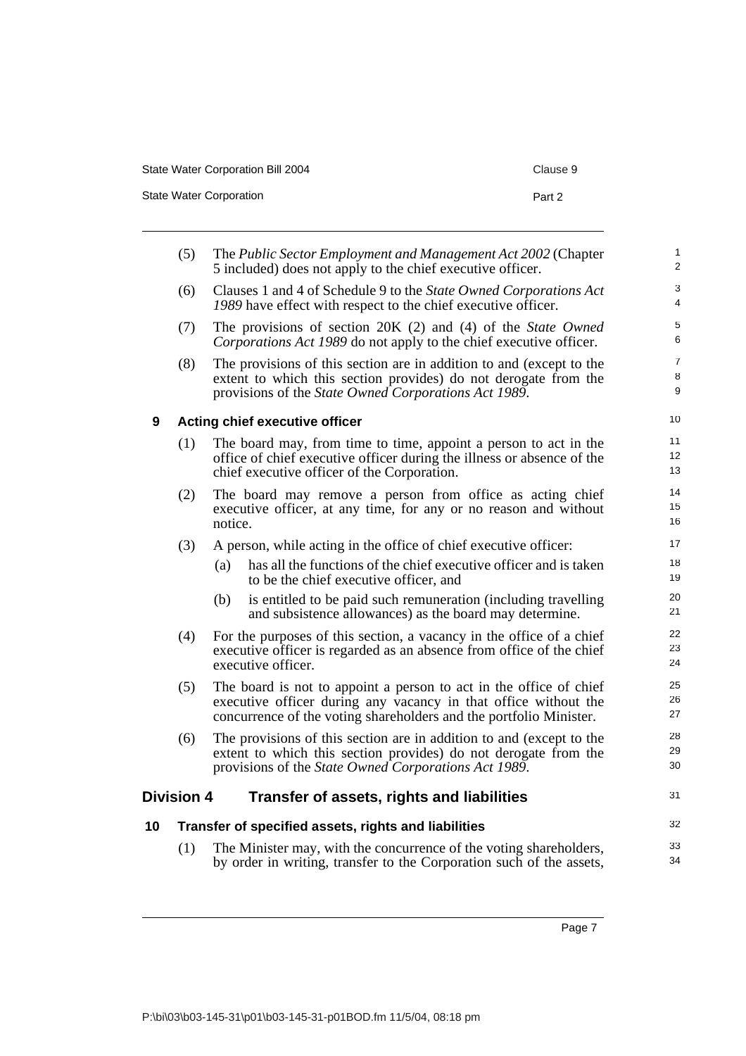(5) The *Public Sector Employment and Management Act 2002* (Chapter 5 included) does not apply to the chief executive officer.

(6) Clauses 1 and 4 of Schedule 9 to the *State Owned Corporations Act 1989* have effect with respect to the chief executive officer.

(7) The provisions of section 20K (2) and (4) of the *State Owned Corporations Act 1989* do not apply to the chief executive officer.

(8) The provisions of this section are in addition to and (except to the extent to which this section provides) do not derogate from the provisions of the *State Owned Corporations Act 1989*.

### 9 Acting chief executive officer

(1) The board may, from time to time, appoint a person to act in the office of chief executive officer during the illness or absence of the chief executive officer of the Corporation.

(2) The board may remove a person from office as acting chief executive officer, at any time, for any or no reason and without notice.

(3) A person, while acting in the office of chief executive officer:

- (a) has all the functions of the chief executive officer and is taken to be the chief executive officer, and
- (b) is entitled to be paid such remuneration (including travelling and subsistence allowances) as the board may determine.

(4) For the purposes of this section, a vacancy in the office of a chief executive officer is regarded as an absence from office of the chief executive officer.

(5) The board is not to appoint a person to act in the office of chief executive officer during any vacancy in that office without the concurrence of the voting shareholders and the portfolio Minister.

(6) The provisions of this section are in addition to and (except to the extent to which this section provides) do not derogate from the provisions of the *State Owned Corporations Act 1989*.

## Division 4 Transfer of assets, rights and liabilities

### 10 Transfer of specified assets, rights and liabilities

(1) The Minister may, with the concurrence of the voting shareholders, by order in writing, transfer to the Corporation such of the assets,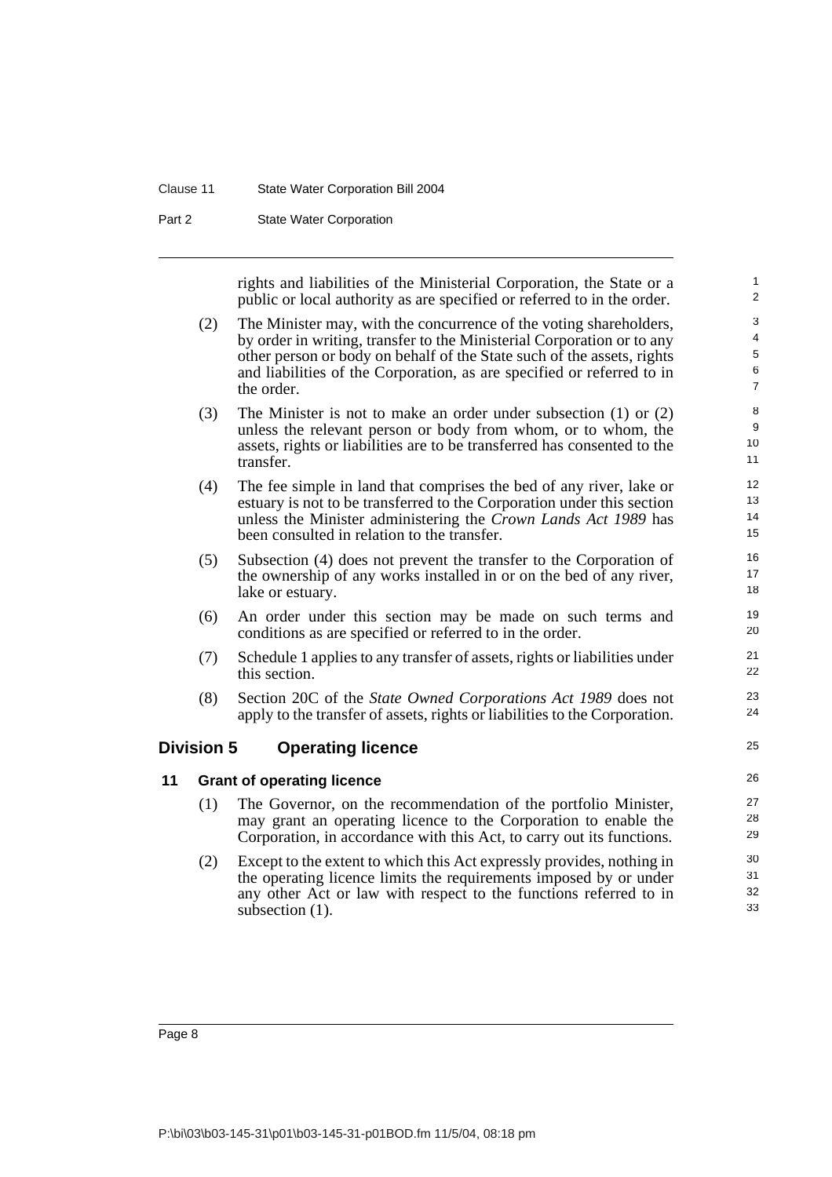rights and liabilities of the Ministerial Corporation, the State or a public or local authority as are specified or referred to in the order.

(2) The Minister may, with the concurrence of the voting shareholders, by order in writing, transfer to the Ministerial Corporation or to any other person or body on behalf of the State such of the assets, rights and liabilities of the Corporation, as are specified or referred to in the order.

(3) The Minister is not to make an order under subsection (1) or (2) unless the relevant person or body from whom, or to whom, the assets, rights or liabilities are to be transferred has consented to the transfer.

(4) The fee simple in land that comprises the bed of any river, lake or estuary is not to be transferred to the Corporation under this section unless the Minister administering the *Crown Lands Act 1989* has been consulted in relation to the transfer.

(5) Subsection (4) does not prevent the transfer to the Corporation of the ownership of any works installed in or on the bed of any river, lake or estuary.

(6) An order under this section may be made on such terms and conditions as are specified or referred to in the order.

(7) Schedule 1 applies to any transfer of assets, rights or liabilities under this section.

(8) Section 20C of the *State Owned Corporations Act 1989* does not apply to the transfer of assets, rights or liabilities to the Corporation.

## Division 5 Operating licence

### 11 Grant of operating licence

(1) The Governor, on the recommendation of the portfolio Minister, may grant an operating licence to the Corporation to enable the Corporation, in accordance with this Act, to carry out its functions.

(2) Except to the extent to which this Act expressly provides, nothing in the operating licence limits the requirements imposed by or under any other Act or law with respect to the functions referred to in subsection (1).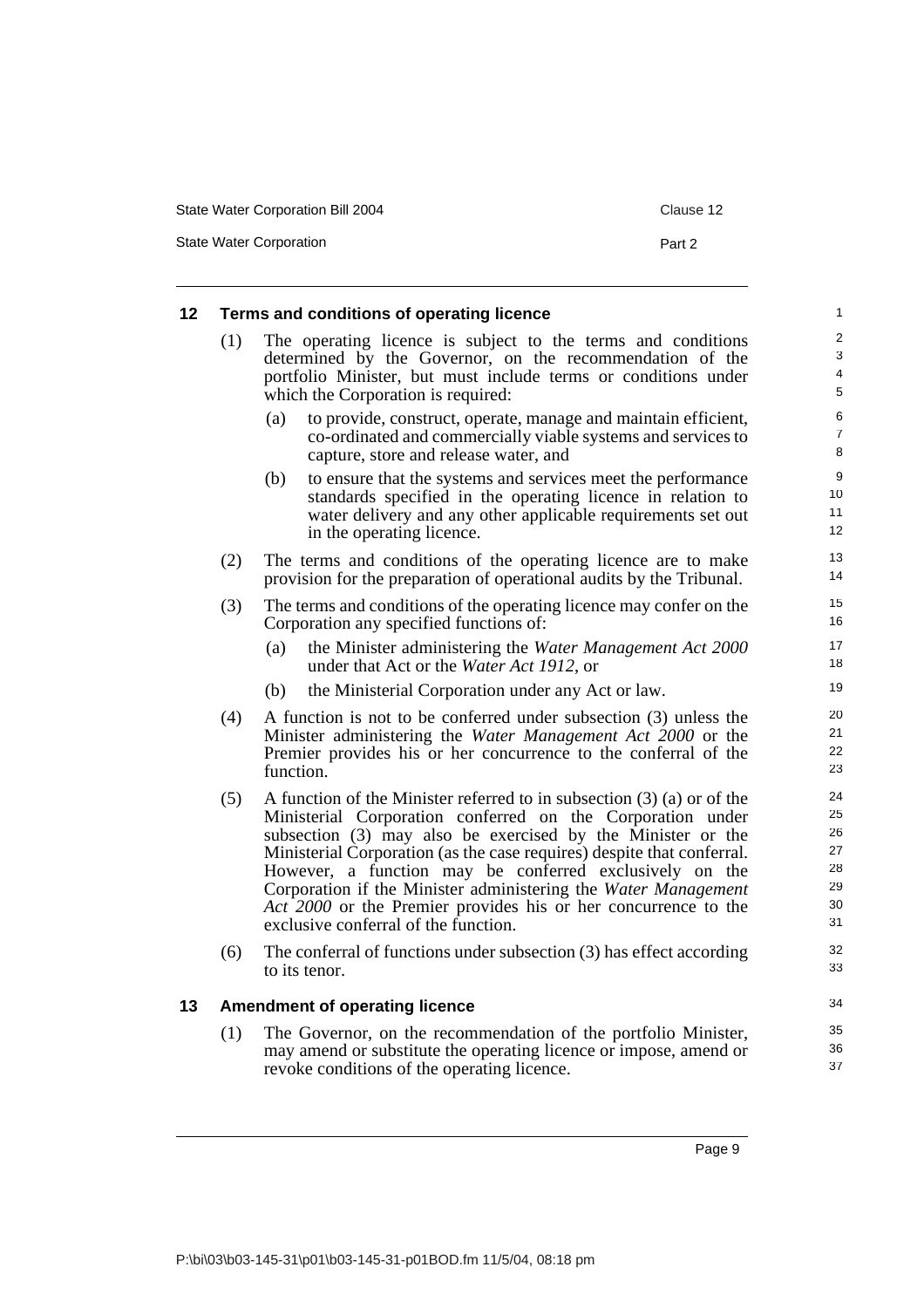## 12 Terms and conditions of operating licence

(1) The operating licence is subject to the terms and conditions determined by the Governor, on the recommendation of the portfolio Minister, but must include terms or conditions under which the Corporation is required:

  (a) to provide, construct, operate, manage and maintain efficient, co-ordinated and commercially viable systems and services to capture, store and release water, and

  (b) to ensure that the systems and services meet the performance standards specified in the operating licence in relation to water delivery and any other applicable requirements set out in the operating licence.

(2) The terms and conditions of the operating licence are to make provision for the preparation of operational audits by the Tribunal.

(3) The terms and conditions of the operating licence may confer on the Corporation any specified functions of:

  (a) the Minister administering the *Water Management Act 2000* under that Act or the *Water Act 1912*, or

  (b) the Ministerial Corporation under any Act or law.

(4) A function is not to be conferred under subsection (3) unless the Minister administering the *Water Management Act 2000* or the Premier provides his or her concurrence to the conferral of the function.

(5) A function of the Minister referred to in subsection (3) (a) or of the Ministerial Corporation conferred on the Corporation under subsection (3) may also be exercised by the Minister or the Ministerial Corporation (as the case requires) despite that conferral. However, a function may be conferred exclusively on the Corporation if the Minister administering the *Water Management Act 2000* or the Premier provides his or her concurrence to the exclusive conferral of the function.

(6) The conferral of functions under subsection (3) has effect according to its tenor.

## 13 Amendment of operating licence

(1) The Governor, on the recommendation of the portfolio Minister, may amend or substitute the operating licence or impose, amend or revoke conditions of the operating licence.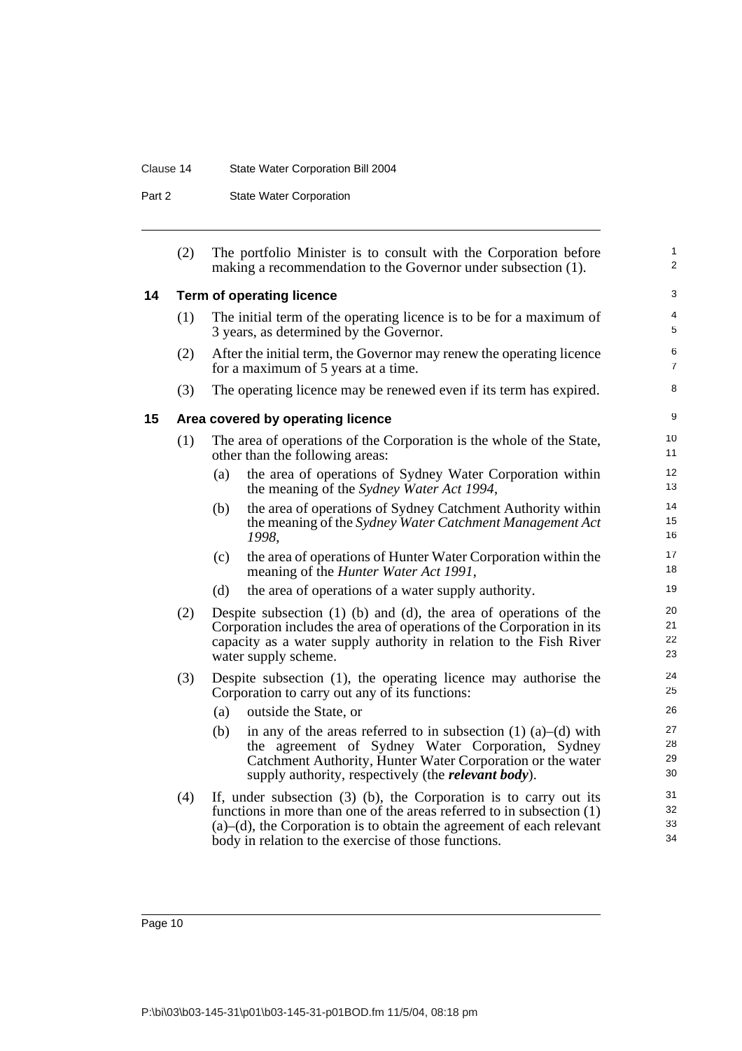(2) The portfolio Minister is to consult with the Corporation before making a recommendation to the Governor under subsection (1).

## 14 Term of operating licence

(1) The initial term of the operating licence is to be for a maximum of 3 years, as determined by the Governor.

(2) After the initial term, the Governor may renew the operating licence for a maximum of 5 years at a time.

(3) The operating licence may be renewed even if its term has expired.

## 15 Area covered by operating licence

(1) The area of operations of the Corporation is the whole of the State, other than the following areas:

- (a) the area of operations of Sydney Water Corporation within the meaning of the *Sydney Water Act 1994*,
- (b) the area of operations of Sydney Catchment Authority within the meaning of the *Sydney Water Catchment Management Act 1998*,
- (c) the area of operations of Hunter Water Corporation within the meaning of the *Hunter Water Act 1991*,
- (d) the area of operations of a water supply authority.

(2) Despite subsection (1) (b) and (d), the area of operations of the Corporation includes the area of operations of the Corporation in its capacity as a water supply authority in relation to the Fish River water supply scheme.

(3) Despite subsection (1), the operating licence may authorise the Corporation to carry out any of its functions:

- (a) outside the State, or
- (b) in any of the areas referred to in subsection (1) (a)–(d) with the agreement of Sydney Water Corporation, Sydney Catchment Authority, Hunter Water Corporation or the water supply authority, respectively (the ***relevant body***).

(4) If, under subsection (3) (b), the Corporation is to carry out its functions in more than one of the areas referred to in subsection (1) (a)–(d), the Corporation is to obtain the agreement of each relevant body in relation to the exercise of those functions.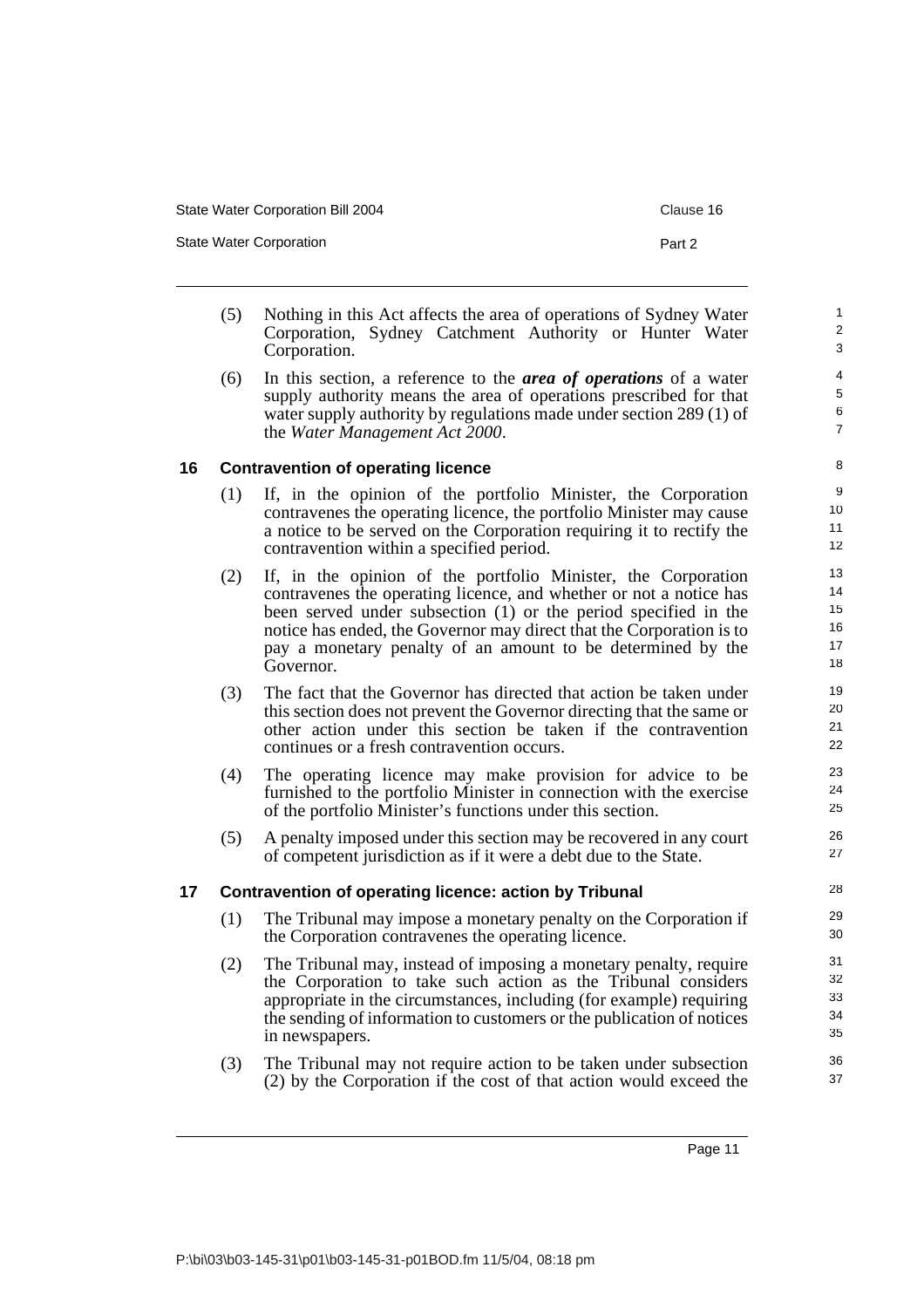(5) Nothing in this Act affects the area of operations of Sydney Water Corporation, Sydney Catchment Authority or Hunter Water Corporation.

(6) In this section, a reference to the ***area of operations*** of a water supply authority means the area of operations prescribed for that water supply authority by regulations made under section 289 (1) of the *Water Management Act 2000*.

### 16 Contravention of operating licence

(1) If, in the opinion of the portfolio Minister, the Corporation contravenes the operating licence, the portfolio Minister may cause a notice to be served on the Corporation requiring it to rectify the contravention within a specified period.

(2) If, in the opinion of the portfolio Minister, the Corporation contravenes the operating licence, and whether or not a notice has been served under subsection (1) or the period specified in the notice has ended, the Governor may direct that the Corporation is to pay a monetary penalty of an amount to be determined by the Governor.

(3) The fact that the Governor has directed that action be taken under this section does not prevent the Governor directing that the same or other action under this section be taken if the contravention continues or a fresh contravention occurs.

(4) The operating licence may make provision for advice to be furnished to the portfolio Minister in connection with the exercise of the portfolio Minister's functions under this section.

(5) A penalty imposed under this section may be recovered in any court of competent jurisdiction as if it were a debt due to the State.

### 17 Contravention of operating licence: action by Tribunal

(1) The Tribunal may impose a monetary penalty on the Corporation if the Corporation contravenes the operating licence.

(2) The Tribunal may, instead of imposing a monetary penalty, require the Corporation to take such action as the Tribunal considers appropriate in the circumstances, including (for example) requiring the sending of information to customers or the publication of notices in newspapers.

(3) The Tribunal may not require action to be taken under subsection (2) by the Corporation if the cost of that action would exceed the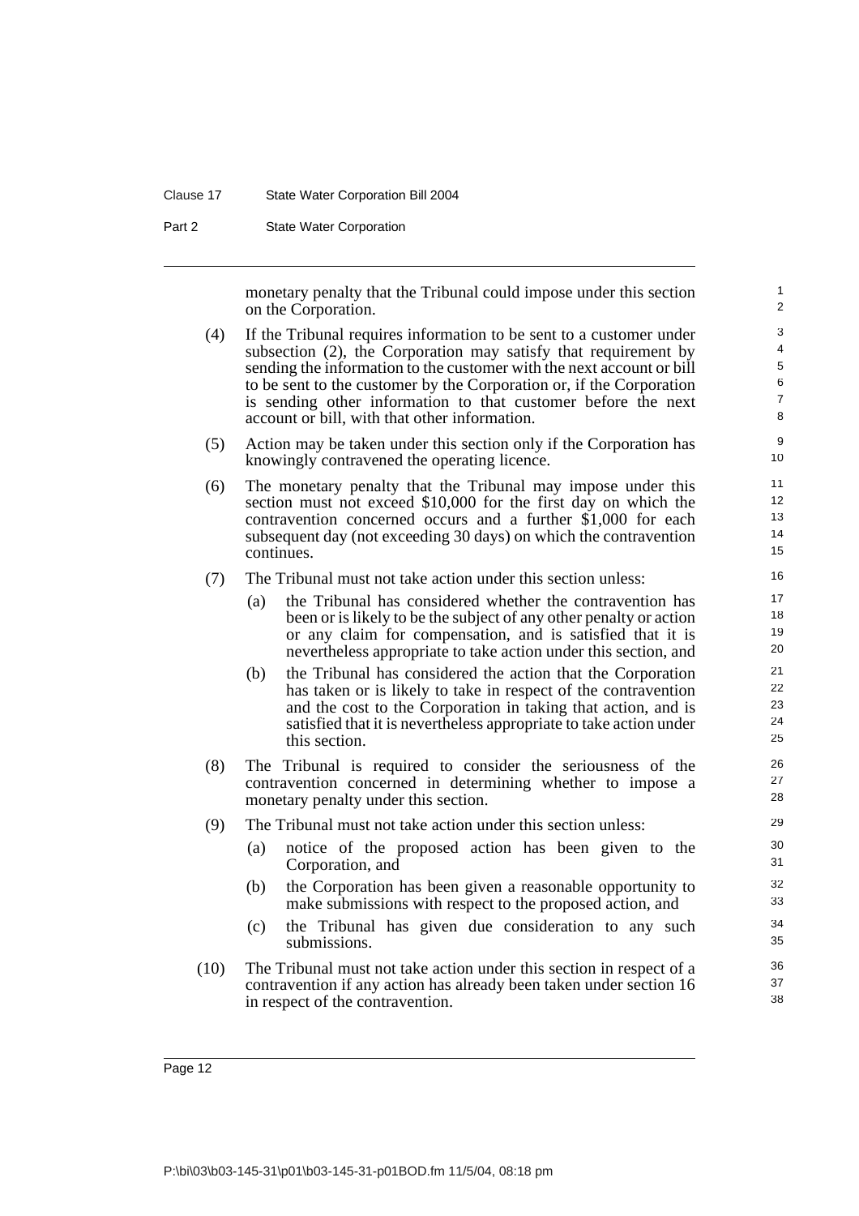monetary penalty that the Tribunal could impose under this section on the Corporation.

(4) If the Tribunal requires information to be sent to a customer under subsection (2), the Corporation may satisfy that requirement by sending the information to the customer with the next account or bill to be sent to the customer by the Corporation or, if the Corporation is sending other information to that customer before the next account or bill, with that other information.

(5) Action may be taken under this section only if the Corporation has knowingly contravened the operating licence.

(6) The monetary penalty that the Tribunal may impose under this section must not exceed $10,000 for the first day on which the contravention concerned occurs and a further $1,000 for each subsequent day (not exceeding 30 days) on which the contravention continues.

(7) The Tribunal must not take action under this section unless:

- (a) the Tribunal has considered whether the contravention has been or is likely to be the subject of any other penalty or action or any claim for compensation, and is satisfied that it is nevertheless appropriate to take action under this section, and
- (b) the Tribunal has considered the action that the Corporation has taken or is likely to take in respect of the contravention and the cost to the Corporation in taking that action, and is satisfied that it is nevertheless appropriate to take action under this section.

(8) The Tribunal is required to consider the seriousness of the contravention concerned in determining whether to impose a monetary penalty under this section.

(9) The Tribunal must not take action under this section unless:

- (a) notice of the proposed action has been given to the Corporation, and
- (b) the Corporation has been given a reasonable opportunity to make submissions with respect to the proposed action, and
- (c) the Tribunal has given due consideration to any such submissions.

(10) The Tribunal must not take action under this section in respect of a contravention if any action has already been taken under section 16 in respect of the contravention.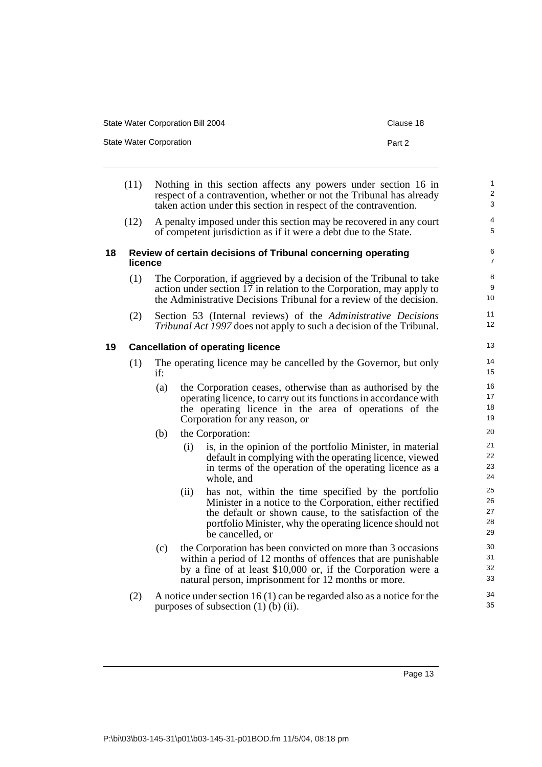(11) Nothing in this section affects any powers under section 16 in respect of a contravention, whether or not the Tribunal has already taken action under this section in respect of the contravention.

(12) A penalty imposed under this section may be recovered in any court of competent jurisdiction as if it were a debt due to the State.

### 18 Review of certain decisions of Tribunal concerning operating licence

(1) The Corporation, if aggrieved by a decision of the Tribunal to take action under section 17 in relation to the Corporation, may apply to the Administrative Decisions Tribunal for a review of the decision.

(2) Section 53 (Internal reviews) of the *Administrative Decisions Tribunal Act 1997* does not apply to such a decision of the Tribunal.

### 19 Cancellation of operating licence

(1) The operating licence may be cancelled by the Governor, but only if:

- (a) the Corporation ceases, otherwise than as authorised by the operating licence, to carry out its functions in accordance with the operating licence in the area of operations of the Corporation for any reason, or
- (b) the Corporation:
  - (i) is, in the opinion of the portfolio Minister, in material default in complying with the operating licence, viewed in terms of the operation of the operating licence as a whole, and
  - (ii) has not, within the time specified by the portfolio Minister in a notice to the Corporation, either rectified the default or shown cause, to the satisfaction of the portfolio Minister, why the operating licence should not be cancelled, or
- (c) the Corporation has been convicted on more than 3 occasions within a period of 12 months of offences that are punishable by a fine of at least $10,000 or, if the Corporation were a natural person, imprisonment for 12 months or more.

(2) A notice under section 16 (1) can be regarded also as a notice for the purposes of subsection (1) (b) (ii).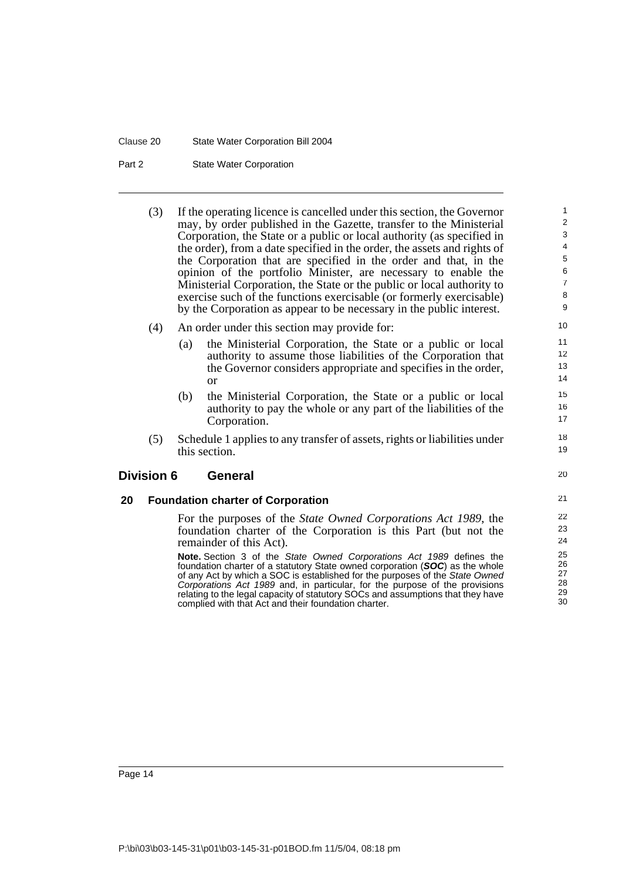(3) If the operating licence is cancelled under this section, the Governor may, by order published in the Gazette, transfer to the Ministerial Corporation, the State or a public or local authority (as specified in the order), from a date specified in the order, the assets and rights of the Corporation that are specified in the order and that, in the opinion of the portfolio Minister, are necessary to enable the Ministerial Corporation, the State or the public or local authority to exercise such of the functions exercisable (or formerly exercisable) by the Corporation as appear to be necessary in the public interest.

(4) An order under this section may provide for:

(a) the Ministerial Corporation, the State or a public or local authority to assume those liabilities of the Corporation that the Governor considers appropriate and specifies in the order, or

(b) the Ministerial Corporation, the State or a public or local authority to pay the whole or any part of the liabilities of the Corporation.

(5) Schedule 1 applies to any transfer of assets, rights or liabilities under this section.

## Division 6 General

### 20 Foundation charter of Corporation

For the purposes of the *State Owned Corporations Act 1989*, the foundation charter of the Corporation is this Part (but not the remainder of this Act).

**Note.** Section 3 of the *State Owned Corporations Act 1989* defines the foundation charter of a statutory State owned corporation (***SOC***) as the whole of any Act by which a SOC is established for the purposes of the *State Owned Corporations Act 1989* and, in particular, for the purpose of the provisions relating to the legal capacity of statutory SOCs and assumptions that they have complied with that Act and their foundation charter.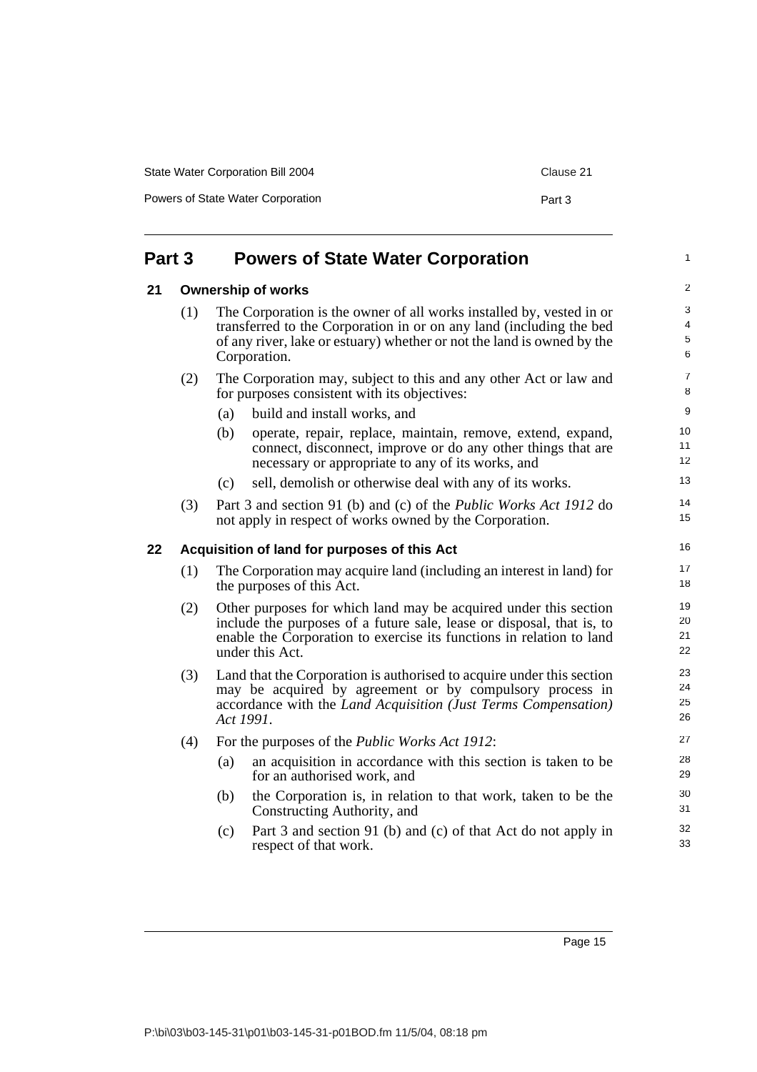## Part 3 Powers of State Water Corporation

### 21 Ownership of works

(1) The Corporation is the owner of all works installed by, vested in or transferred to the Corporation in or on any land (including the bed of any river, lake or estuary) whether or not the land is owned by the Corporation.

(2) The Corporation may, subject to this and any other Act or law and for purposes consistent with its objectives:

- (a) build and install works, and
- (b) operate, repair, replace, maintain, remove, extend, expand, connect, disconnect, improve or do any other things that are necessary or appropriate to any of its works, and
- (c) sell, demolish or otherwise deal with any of its works.

(3) Part 3 and section 91 (b) and (c) of the *Public Works Act 1912* do not apply in respect of works owned by the Corporation.

### 22 Acquisition of land for purposes of this Act

(1) The Corporation may acquire land (including an interest in land) for the purposes of this Act.

(2) Other purposes for which land may be acquired under this section include the purposes of a future sale, lease or disposal, that is, to enable the Corporation to exercise its functions in relation to land under this Act.

(3) Land that the Corporation is authorised to acquire under this section may be acquired by agreement or by compulsory process in accordance with the *Land Acquisition (Just Terms Compensation) Act 1991*.

(4) For the purposes of the *Public Works Act 1912*:

- (a) an acquisition in accordance with this section is taken to be for an authorised work, and
- (b) the Corporation is, in relation to that work, taken to be the Constructing Authority, and
- (c) Part 3 and section 91 (b) and (c) of that Act do not apply in respect of that work.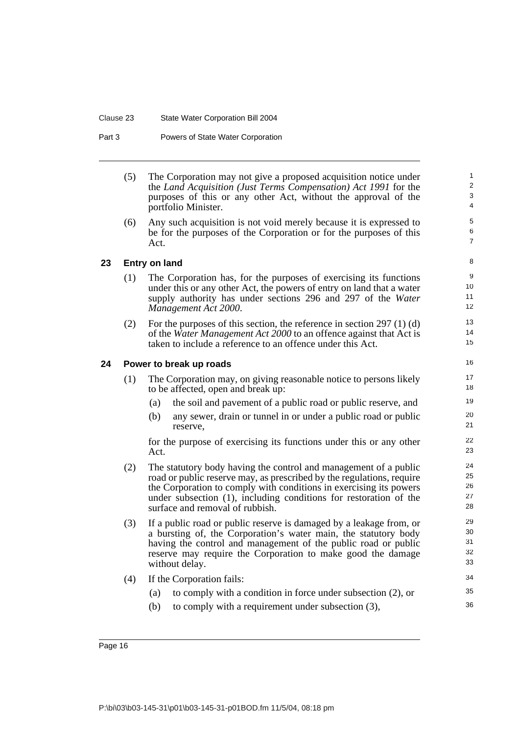(5) The Corporation may not give a proposed acquisition notice under the *Land Acquisition (Just Terms Compensation) Act 1991* for the purposes of this or any other Act, without the approval of the portfolio Minister.

(6) Any such acquisition is not void merely because it is expressed to be for the purposes of the Corporation or for the purposes of this Act.

### 23 Entry on land

(1) The Corporation has, for the purposes of exercising its functions under this or any other Act, the powers of entry on land that a water supply authority has under sections 296 and 297 of the *Water Management Act 2000*.

(2) For the purposes of this section, the reference in section 297 (1) (d) of the *Water Management Act 2000* to an offence against that Act is taken to include a reference to an offence under this Act.

### 24 Power to break up roads

(1) The Corporation may, on giving reasonable notice to persons likely to be affected, open and break up:

- (a) the soil and pavement of a public road or public reserve, and
- (b) any sewer, drain or tunnel in or under a public road or public reserve,

for the purpose of exercising its functions under this or any other Act.

(2) The statutory body having the control and management of a public road or public reserve may, as prescribed by the regulations, require the Corporation to comply with conditions in exercising its powers under subsection (1), including conditions for restoration of the surface and removal of rubbish.

(3) If a public road or public reserve is damaged by a leakage from, or a bursting of, the Corporation's water main, the statutory body having the control and management of the public road or public reserve may require the Corporation to make good the damage without delay.

(4) If the Corporation fails:

- (a) to comply with a condition in force under subsection (2), or
- (b) to comply with a requirement under subsection (3),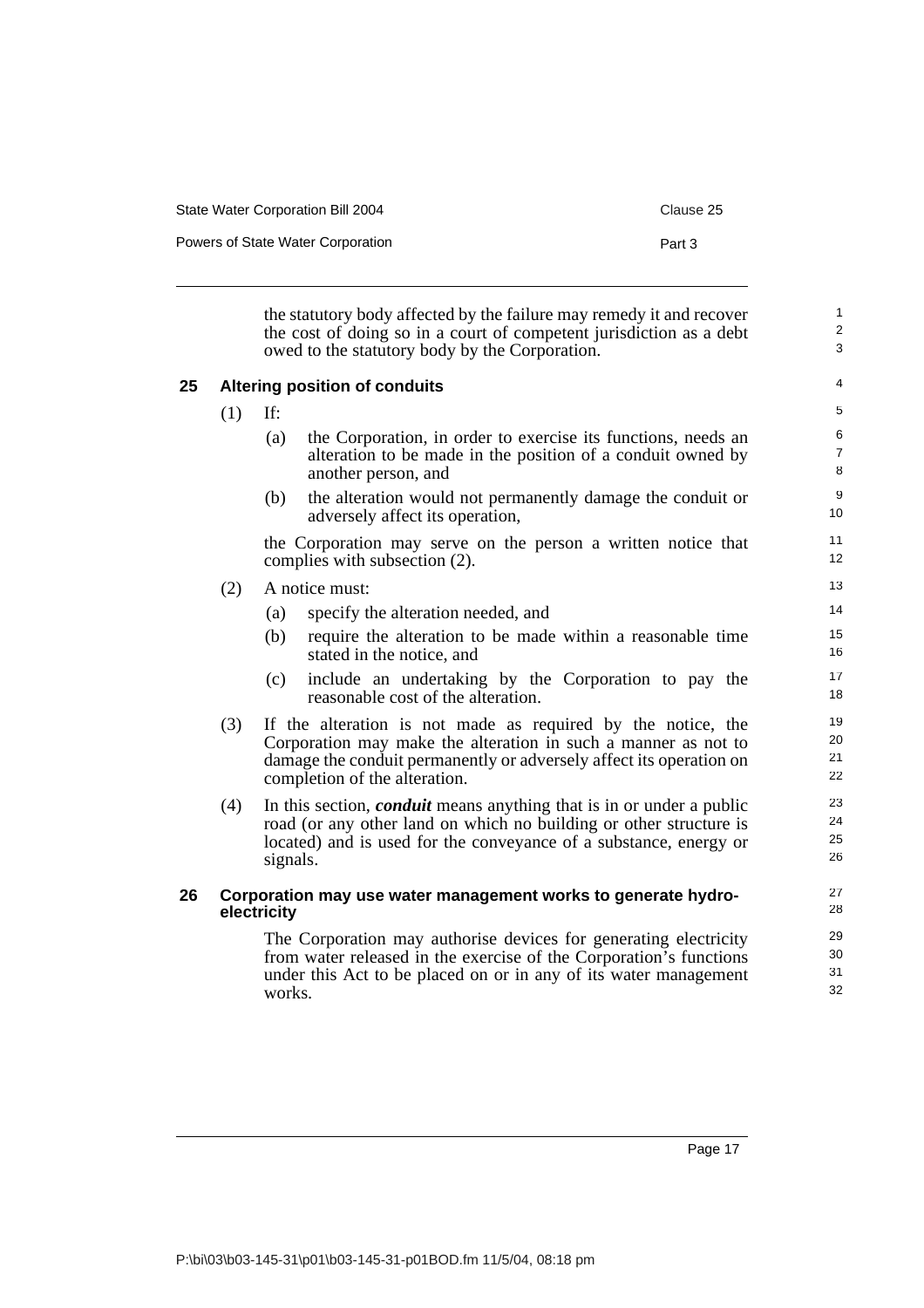the statutory body affected by the failure may remedy it and recover the cost of doing so in a court of competent jurisdiction as a debt owed to the statutory body by the Corporation.

### 25 Altering position of conduits

(1) If:

(a) the Corporation, in order to exercise its functions, needs an alteration to be made in the position of a conduit owned by another person, and

(b) the alteration would not permanently damage the conduit or adversely affect its operation,

the Corporation may serve on the person a written notice that complies with subsection (2).

(2) A notice must:

(a) specify the alteration needed, and

(b) require the alteration to be made within a reasonable time stated in the notice, and

(c) include an undertaking by the Corporation to pay the reasonable cost of the alteration.

(3) If the alteration is not made as required by the notice, the Corporation may make the alteration in such a manner as not to damage the conduit permanently or adversely affect its operation on completion of the alteration.

(4) In this section, ***conduit*** means anything that is in or under a public road (or any other land on which no building or other structure is located) and is used for the conveyance of a substance, energy or signals.

### 26 Corporation may use water management works to generate hydro-electricity

The Corporation may authorise devices for generating electricity from water released in the exercise of the Corporation's functions under this Act to be placed on or in any of its water management works.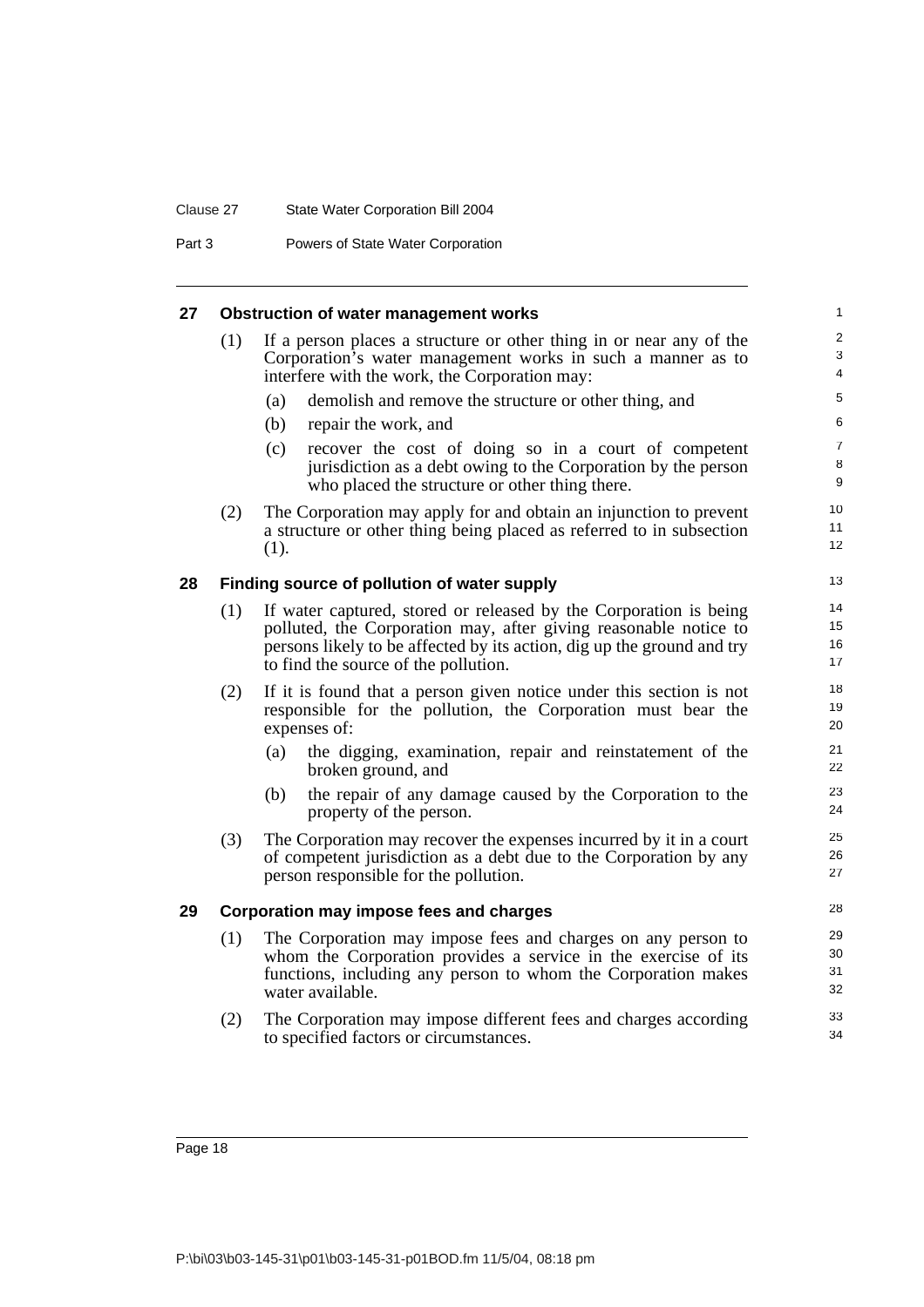## 27 Obstruction of water management works

(1) If a person places a structure or other thing in or near any of the Corporation's water management works in such a manner as to interfere with the work, the Corporation may:

- (a) demolish and remove the structure or other thing, and
- (b) repair the work, and
- (c) recover the cost of doing so in a court of competent jurisdiction as a debt owing to the Corporation by the person who placed the structure or other thing there.

(2) The Corporation may apply for and obtain an injunction to prevent a structure or other thing being placed as referred to in subsection (1).

## 28 Finding source of pollution of water supply

(1) If water captured, stored or released by the Corporation is being polluted, the Corporation may, after giving reasonable notice to persons likely to be affected by its action, dig up the ground and try to find the source of the pollution.

(2) If it is found that a person given notice under this section is not responsible for the pollution, the Corporation must bear the expenses of:

- (a) the digging, examination, repair and reinstatement of the broken ground, and
- (b) the repair of any damage caused by the Corporation to the property of the person.

(3) The Corporation may recover the expenses incurred by it in a court of competent jurisdiction as a debt due to the Corporation by any person responsible for the pollution.

## 29 Corporation may impose fees and charges

(1) The Corporation may impose fees and charges on any person to whom the Corporation provides a service in the exercise of its functions, including any person to whom the Corporation makes water available.

(2) The Corporation may impose different fees and charges according to specified factors or circumstances.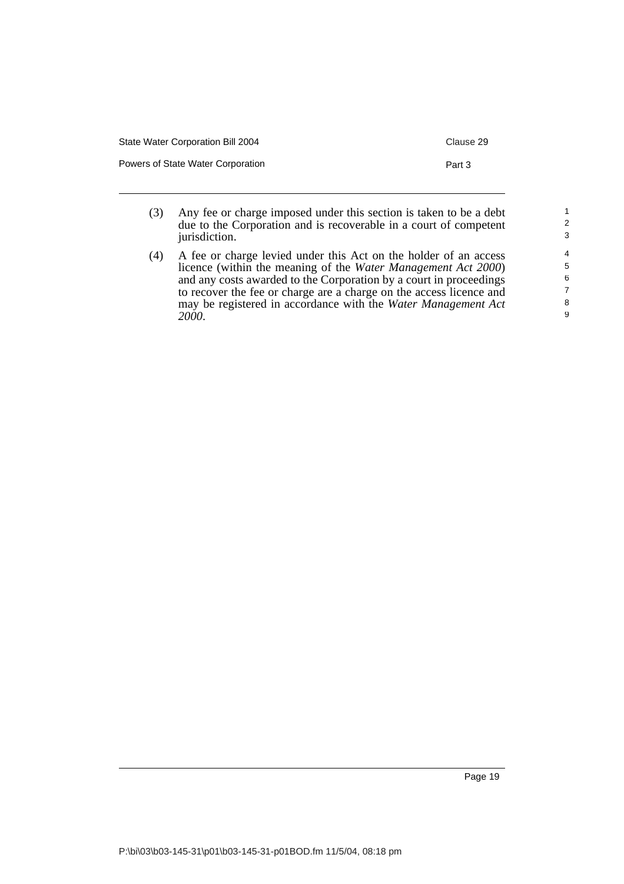(3) Any fee or charge imposed under this section is taken to be a debt due to the Corporation and is recoverable in a court of competent jurisdiction.

(4) A fee or charge levied under this Act on the holder of an access licence (within the meaning of the *Water Management Act 2000*) and any costs awarded to the Corporation by a court in proceedings to recover the fee or charge are a charge on the access licence and may be registered in accordance with the *Water Management Act 2000*.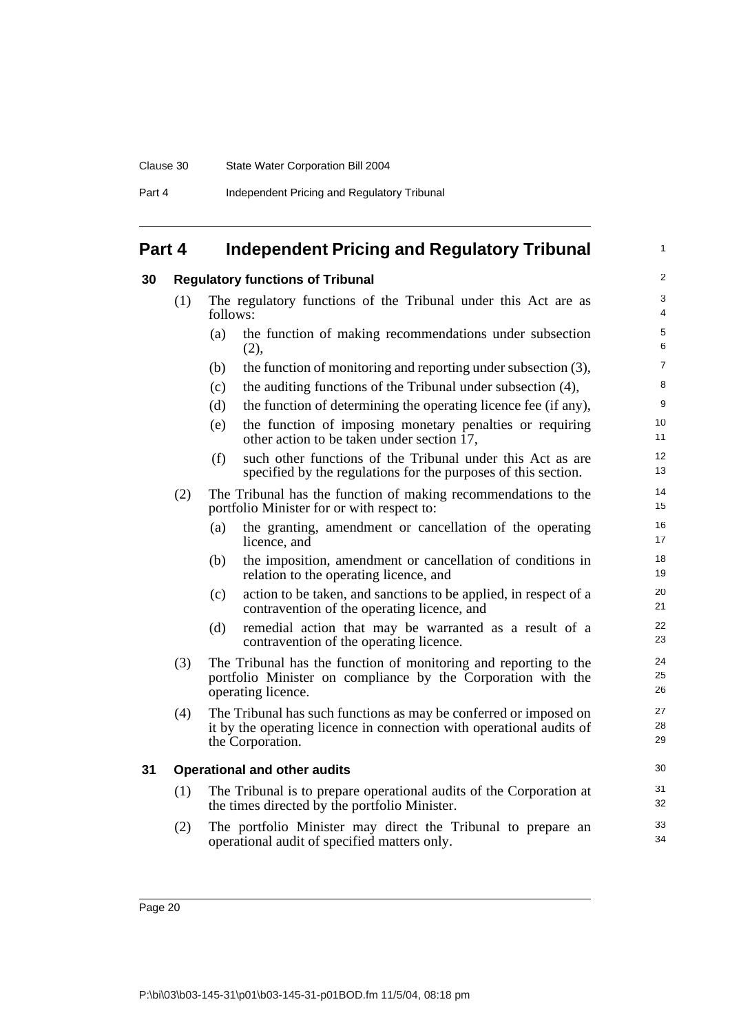# Part 4 Independent Pricing and Regulatory Tribunal

## 30 Regulatory functions of Tribunal

(1) The regulatory functions of the Tribunal under this Act are as follows:

- (a) the function of making recommendations under subsection (2),
- (b) the function of monitoring and reporting under subsection (3),
- (c) the auditing functions of the Tribunal under subsection (4),
- (d) the function of determining the operating licence fee (if any),
- (e) the function of imposing monetary penalties or requiring other action to be taken under section 17,
- (f) such other functions of the Tribunal under this Act as are specified by the regulations for the purposes of this section.

(2) The Tribunal has the function of making recommendations to the portfolio Minister for or with respect to:

- (a) the granting, amendment or cancellation of the operating licence, and
- (b) the imposition, amendment or cancellation of conditions in relation to the operating licence, and
- (c) action to be taken, and sanctions to be applied, in respect of a contravention of the operating licence, and
- (d) remedial action that may be warranted as a result of a contravention of the operating licence.

(3) The Tribunal has the function of monitoring and reporting to the portfolio Minister on compliance by the Corporation with the operating licence.

(4) The Tribunal has such functions as may be conferred or imposed on it by the operating licence in connection with operational audits of the Corporation.

## 31 Operational and other audits

(1) The Tribunal is to prepare operational audits of the Corporation at the times directed by the portfolio Minister.

(2) The portfolio Minister may direct the Tribunal to prepare an operational audit of specified matters only.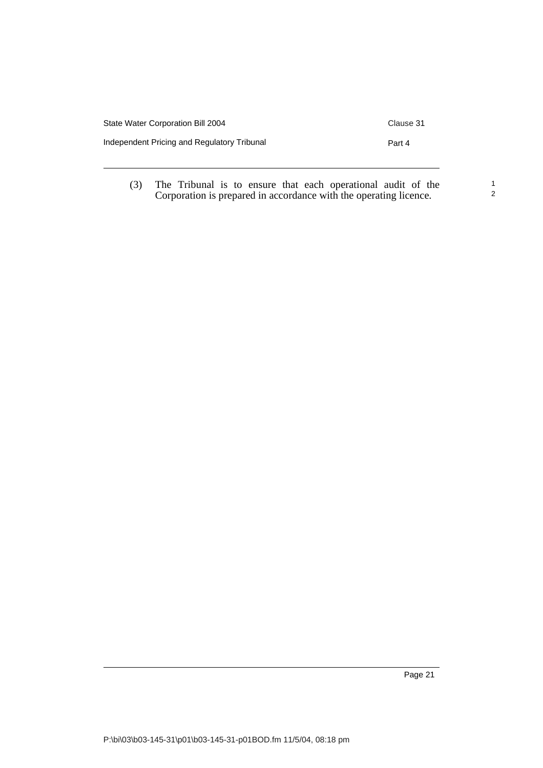(3) The Tribunal is to ensure that each operational audit of the Corporation is prepared in accordance with the operating licence.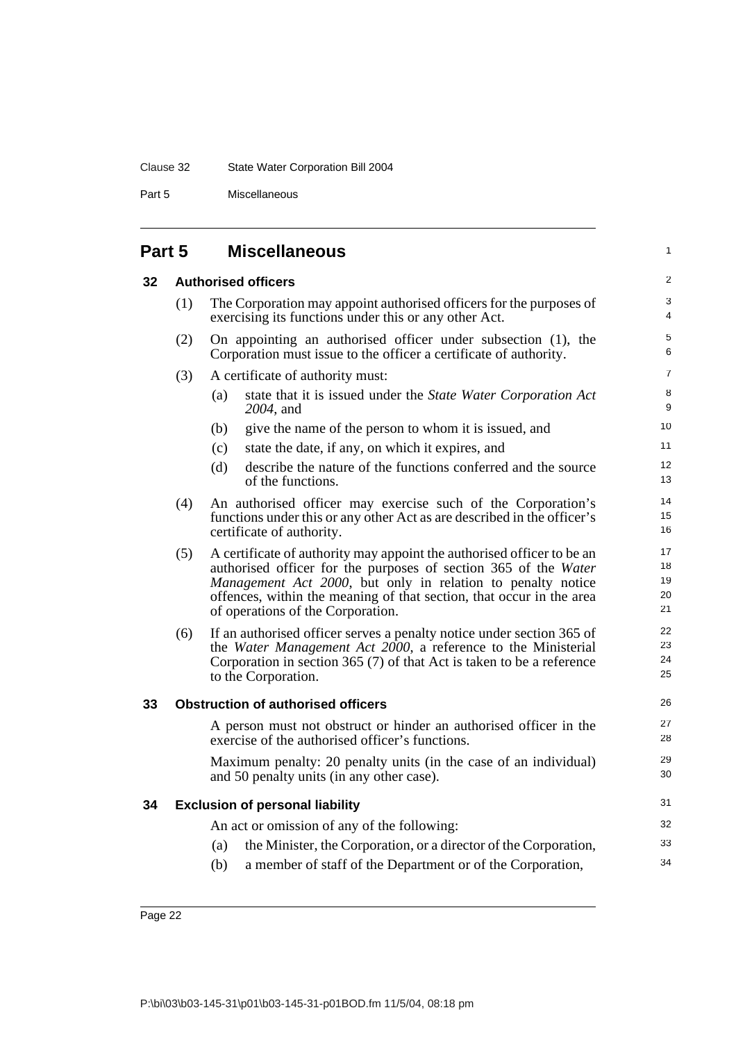## Part 5 Miscellaneous

### 32 Authorised officers

(1) The Corporation may appoint authorised officers for the purposes of exercising its functions under this or any other Act.

(2) On appointing an authorised officer under subsection (1), the Corporation must issue to the officer a certificate of authority.

(3) A certificate of authority must:

(a) state that it is issued under the *State Water Corporation Act 2004*, and

(b) give the name of the person to whom it is issued, and

(c) state the date, if any, on which it expires, and

(d) describe the nature of the functions conferred and the source of the functions.

(4) An authorised officer may exercise such of the Corporation's functions under this or any other Act as are described in the officer's certificate of authority.

(5) A certificate of authority may appoint the authorised officer to be an authorised officer for the purposes of section 365 of the *Water Management Act 2000*, but only in relation to penalty notice offences, within the meaning of that section, that occur in the area of operations of the Corporation.

(6) If an authorised officer serves a penalty notice under section 365 of the *Water Management Act 2000*, a reference to the Ministerial Corporation in section 365 (7) of that Act is taken to be a reference to the Corporation.

### 33 Obstruction of authorised officers

A person must not obstruct or hinder an authorised officer in the exercise of the authorised officer's functions.

Maximum penalty: 20 penalty units (in the case of an individual) and 50 penalty units (in any other case).

### 34 Exclusion of personal liability

An act or omission of any of the following:

(a) the Minister, the Corporation, or a director of the Corporation,

(b) a member of staff of the Department or of the Corporation,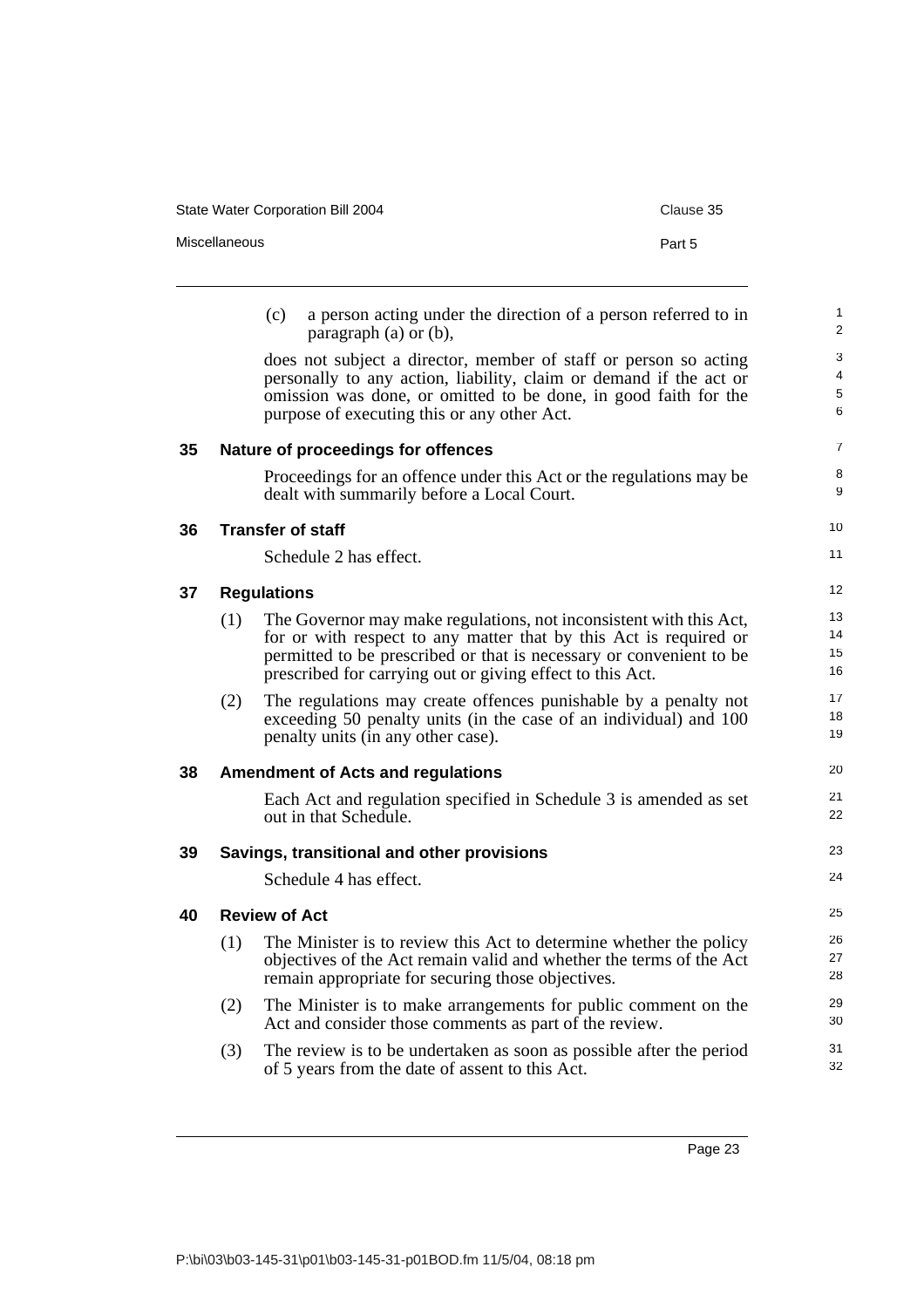(c) a person acting under the direction of a person referred to in paragraph (a) or (b),

does not subject a director, member of staff or person so acting personally to any action, liability, claim or demand if the act or omission was done, or omitted to be done, in good faith for the purpose of executing this or any other Act.

### 35 Nature of proceedings for offences

Proceedings for an offence under this Act or the regulations may be dealt with summarily before a Local Court.

### 36 Transfer of staff

Schedule 2 has effect.

### 37 Regulations

(1) The Governor may make regulations, not inconsistent with this Act, for or with respect to any matter that by this Act is required or permitted to be prescribed or that is necessary or convenient to be prescribed for carrying out or giving effect to this Act.

(2) The regulations may create offences punishable by a penalty not exceeding 50 penalty units (in the case of an individual) and 100 penalty units (in any other case).

### 38 Amendment of Acts and regulations

Each Act and regulation specified in Schedule 3 is amended as set out in that Schedule.

### 39 Savings, transitional and other provisions

Schedule 4 has effect.

### 40 Review of Act

(1) The Minister is to review this Act to determine whether the policy objectives of the Act remain valid and whether the terms of the Act remain appropriate for securing those objectives.

(2) The Minister is to make arrangements for public comment on the Act and consider those comments as part of the review.

(3) The review is to be undertaken as soon as possible after the period of 5 years from the date of assent to this Act.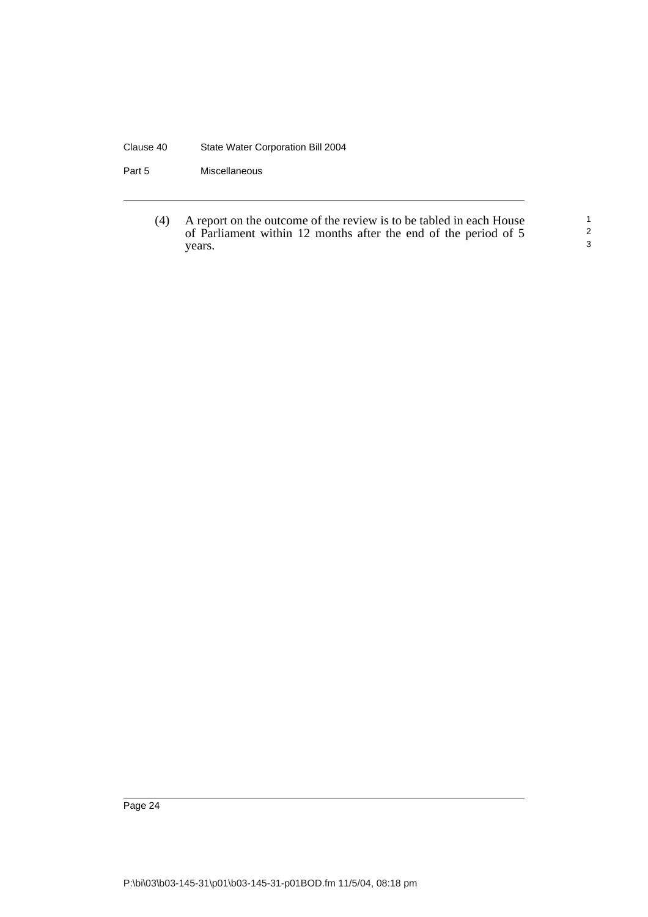(4) A report on the outcome of the review is to be tabled in each House of Parliament within 12 months after the end of the period of 5 years.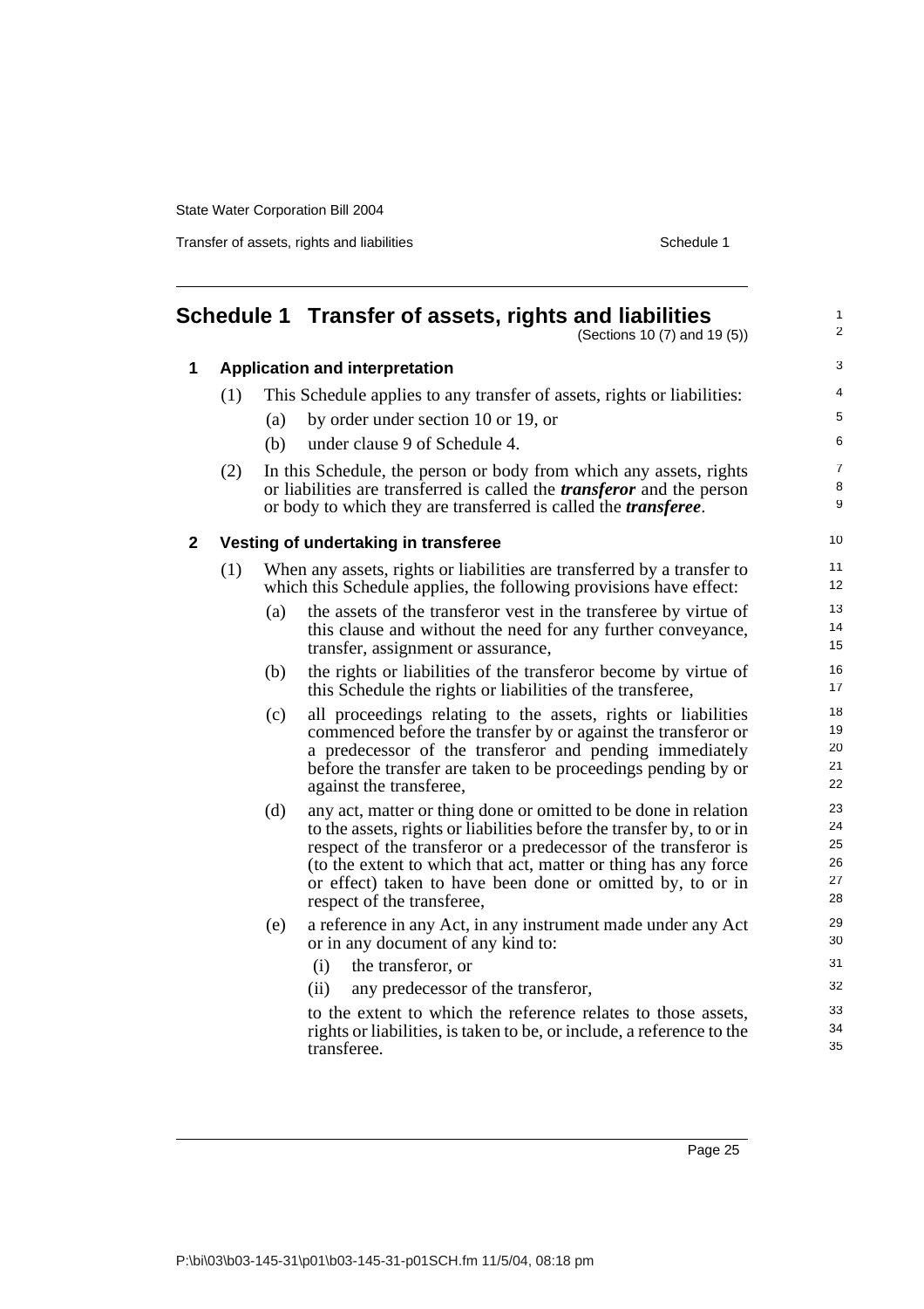# Schedule 1 Transfer of assets, rights and liabilities

(Sections 10 (7) and 19 (5))

## 1 Application and interpretation

(1) This Schedule applies to any transfer of assets, rights or liabilities:

(a) by order under section 10 or 19, or

(b) under clause 9 of Schedule 4.

(2) In this Schedule, the person or body from which any assets, rights or liabilities are transferred is called the ***transferor*** and the person or body to which they are transferred is called the ***transferee***.

## 2 Vesting of undertaking in transferee

(1) When any assets, rights or liabilities are transferred by a transfer to which this Schedule applies, the following provisions have effect:

(a) the assets of the transferor vest in the transferee by virtue of this clause and without the need for any further conveyance, transfer, assignment or assurance,

(b) the rights or liabilities of the transferor become by virtue of this Schedule the rights or liabilities of the transferee,

(c) all proceedings relating to the assets, rights or liabilities commenced before the transfer by or against the transferor or a predecessor of the transferor and pending immediately before the transfer are taken to be proceedings pending by or against the transferee,

(d) any act, matter or thing done or omitted to be done in relation to the assets, rights or liabilities before the transfer by, to or in respect of the transferor or a predecessor of the transferor is (to the extent to which that act, matter or thing has any force or effect) taken to have been done or omitted by, to or in respect of the transferee,

(e) a reference in any Act, in any instrument made under any Act or in any document of any kind to:

(i) the transferor, or

(ii) any predecessor of the transferor,

to the extent to which the reference relates to those assets, rights or liabilities, is taken to be, or include, a reference to the transferee.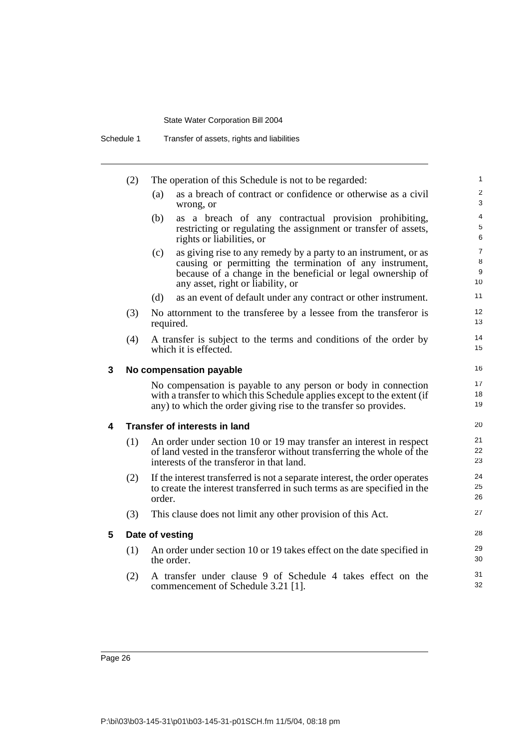(2) The operation of this Schedule is not to be regarded:

(a) as a breach of contract or confidence or otherwise as a civil wrong, or

(b) as a breach of any contractual provision prohibiting, restricting or regulating the assignment or transfer of assets, rights or liabilities, or

(c) as giving rise to any remedy by a party to an instrument, or as causing or permitting the termination of any instrument, because of a change in the beneficial or legal ownership of any asset, right or liability, or

(d) as an event of default under any contract or other instrument.

(3) No attornment to the transferee by a lessee from the transferor is required.

(4) A transfer is subject to the terms and conditions of the order by which it is effected.

### 3 No compensation payable

No compensation is payable to any person or body in connection with a transfer to which this Schedule applies except to the extent (if any) to which the order giving rise to the transfer so provides.

### 4 Transfer of interests in land

(1) An order under section 10 or 19 may transfer an interest in respect of land vested in the transferor without transferring the whole of the interests of the transferor in that land.

(2) If the interest transferred is not a separate interest, the order operates to create the interest transferred in such terms as are specified in the order.

(3) This clause does not limit any other provision of this Act.

### 5 Date of vesting

(1) An order under section 10 or 19 takes effect on the date specified in the order.

(2) A transfer under clause 9 of Schedule 4 takes effect on the commencement of Schedule 3.21 [1].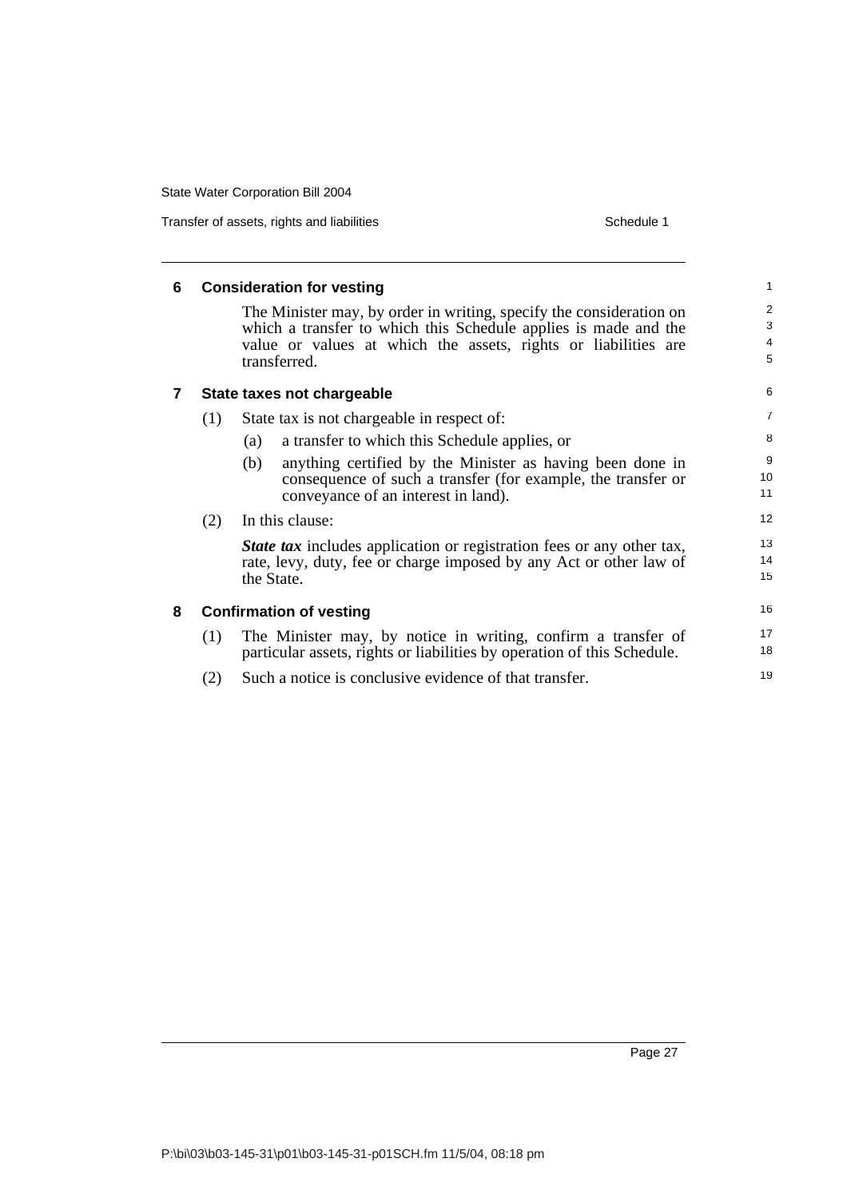## 6 Consideration for vesting

The Minister may, by order in writing, specify the consideration on which a transfer to which this Schedule applies is made and the value or values at which the assets, rights or liabilities are transferred.

## 7 State taxes not chargeable

(1) State tax is not chargeable in respect of:

(a) a transfer to which this Schedule applies, or

(b) anything certified by the Minister as having been done in consequence of such a transfer (for example, the transfer or conveyance of an interest in land).

(2) In this clause:

***State tax*** includes application or registration fees or any other tax, rate, levy, duty, fee or charge imposed by any Act or other law of the State.

## 8 Confirmation of vesting

(1) The Minister may, by notice in writing, confirm a transfer of particular assets, rights or liabilities by operation of this Schedule.

(2) Such a notice is conclusive evidence of that transfer.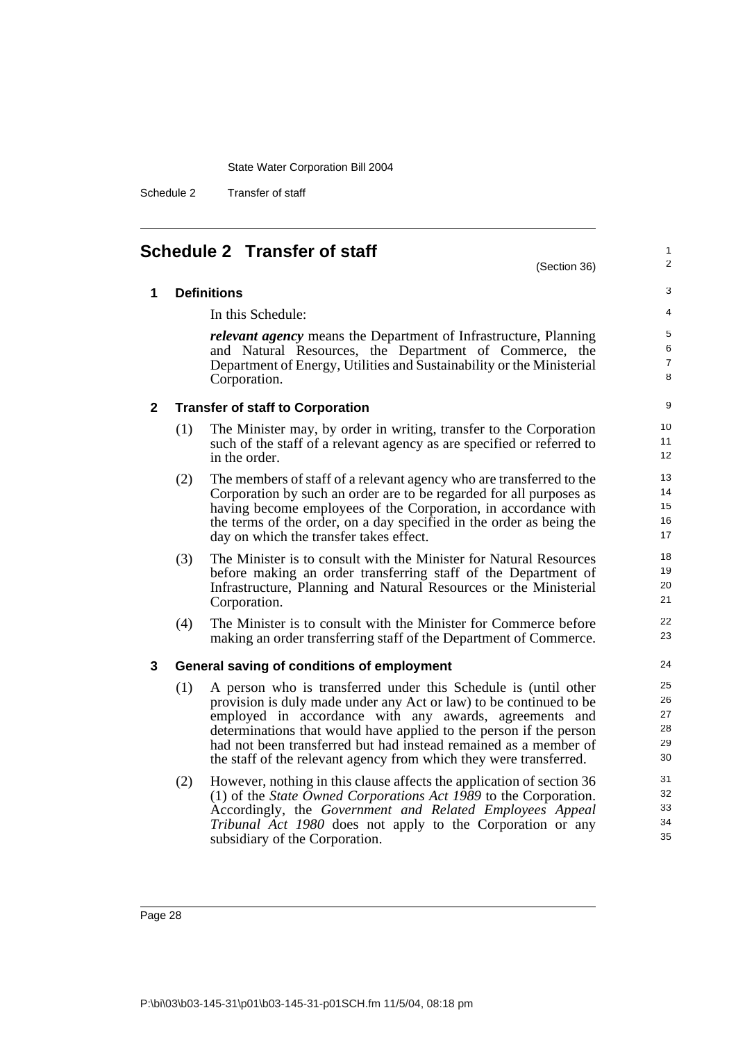# Schedule 2 Transfer of staff

(Section 36)

## 1 Definitions

In this Schedule:

***relevant agency*** means the Department of Infrastructure, Planning and Natural Resources, the Department of Commerce, the Department of Energy, Utilities and Sustainability or the Ministerial Corporation.

## 2 Transfer of staff to Corporation

(1) The Minister may, by order in writing, transfer to the Corporation such of the staff of a relevant agency as are specified or referred to in the order.

(2) The members of staff of a relevant agency who are transferred to the Corporation by such an order are to be regarded for all purposes as having become employees of the Corporation, in accordance with the terms of the order, on a day specified in the order as being the day on which the transfer takes effect.

(3) The Minister is to consult with the Minister for Natural Resources before making an order transferring staff of the Department of Infrastructure, Planning and Natural Resources or the Ministerial Corporation.

(4) The Minister is to consult with the Minister for Commerce before making an order transferring staff of the Department of Commerce.

## 3 General saving of conditions of employment

(1) A person who is transferred under this Schedule is (until other provision is duly made under any Act or law) to be continued to be employed in accordance with any awards, agreements and determinations that would have applied to the person if the person had not been transferred but had instead remained as a member of the staff of the relevant agency from which they were transferred.

(2) However, nothing in this clause affects the application of section 36 (1) of the *State Owned Corporations Act 1989* to the Corporation. Accordingly, the *Government and Related Employees Appeal Tribunal Act 1980* does not apply to the Corporation or any subsidiary of the Corporation.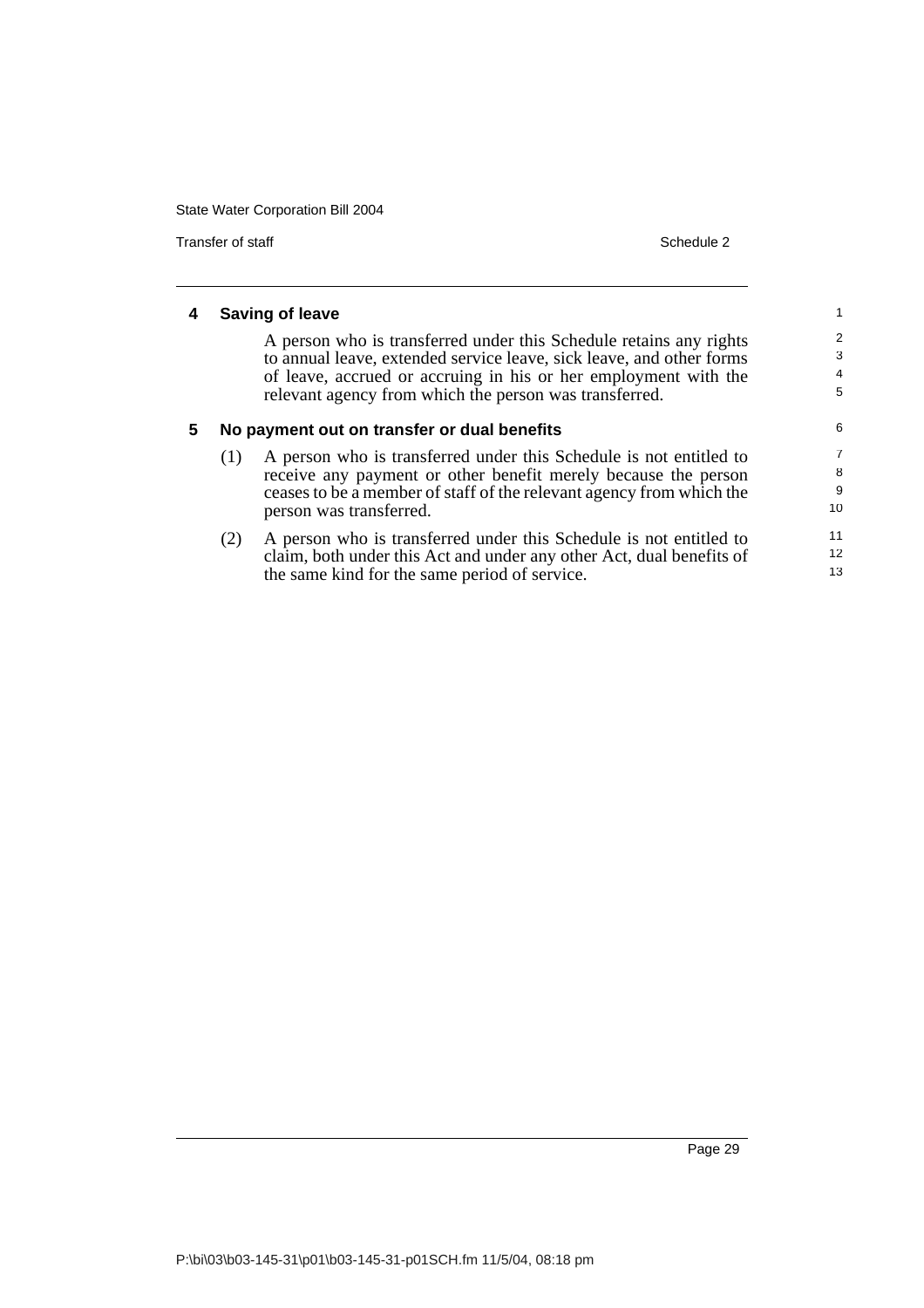## 4 Saving of leave

A person who is transferred under this Schedule retains any rights to annual leave, extended service leave, sick leave, and other forms of leave, accrued or accruing in his or her employment with the relevant agency from which the person was transferred.

## 5 No payment out on transfer or dual benefits

(1) A person who is transferred under this Schedule is not entitled to receive any payment or other benefit merely because the person ceases to be a member of staff of the relevant agency from which the person was transferred.

(2) A person who is transferred under this Schedule is not entitled to claim, both under this Act and under any other Act, dual benefits of the same kind for the same period of service.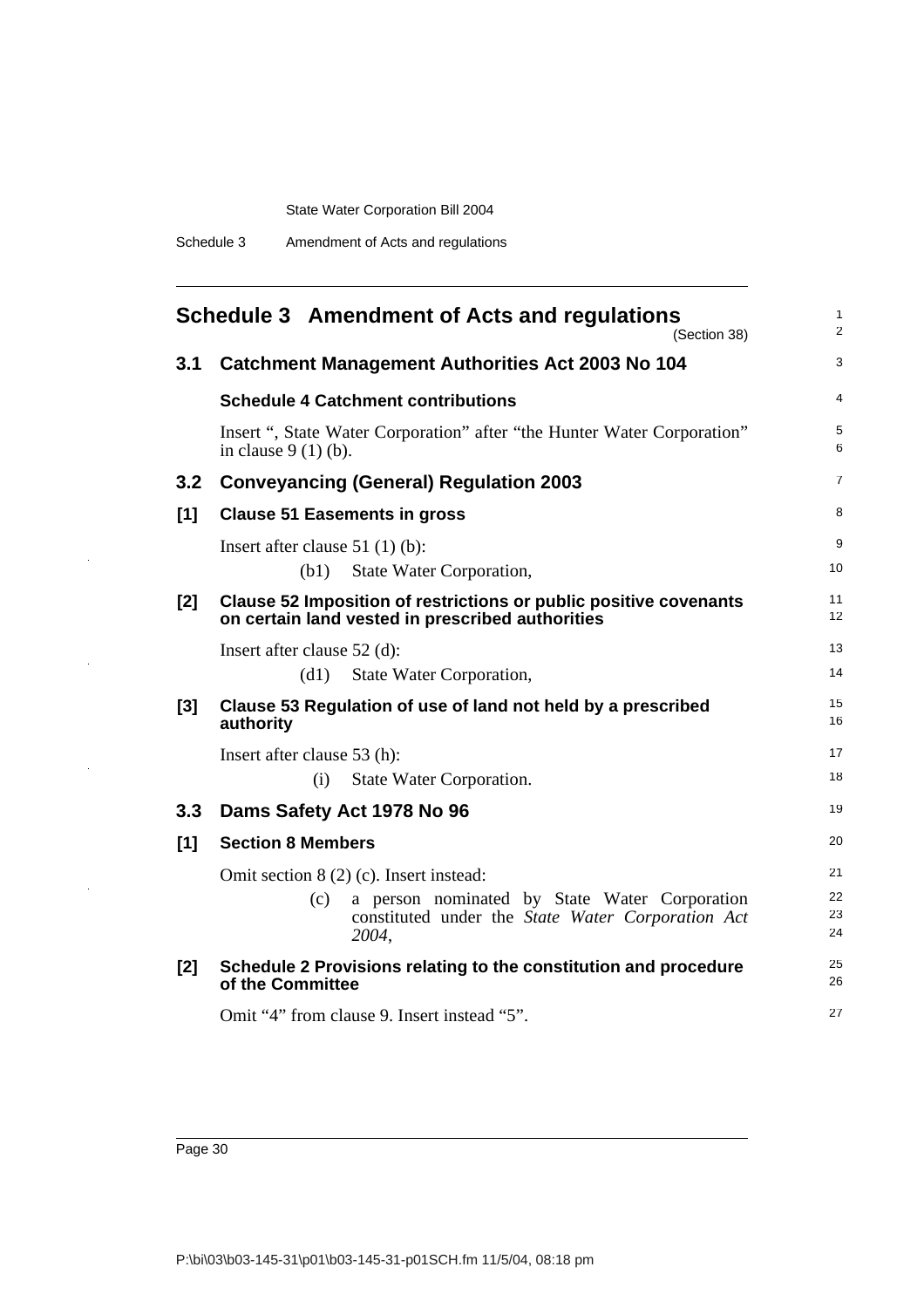# Schedule 3 Amendment of Acts and regulations

(Section 38)

## 3.1 Catchment Management Authorities Act 2003 No 104

### Schedule 4 Catchment contributions

Insert ", State Water Corporation" after "the Hunter Water Corporation" in clause 9 (1) (b).

## 3.2 Conveyancing (General) Regulation 2003

### [1] Clause 51 Easements in gross

Insert after clause 51 (1) (b):

(b1) State Water Corporation,

### [2] Clause 52 Imposition of restrictions or public positive covenants on certain land vested in prescribed authorities

Insert after clause 52 (d):

(d1) State Water Corporation,

### [3] Clause 53 Regulation of use of land not held by a prescribed authority

Insert after clause 53 (h):

(i) State Water Corporation.

## 3.3 Dams Safety Act 1978 No 96

### [1] Section 8 Members

Omit section 8 (2) (c). Insert instead:

(c) a person nominated by State Water Corporation constituted under the *State Water Corporation Act 2004*,

### [2] Schedule 2 Provisions relating to the constitution and procedure of the Committee

Omit "4" from clause 9. Insert instead "5".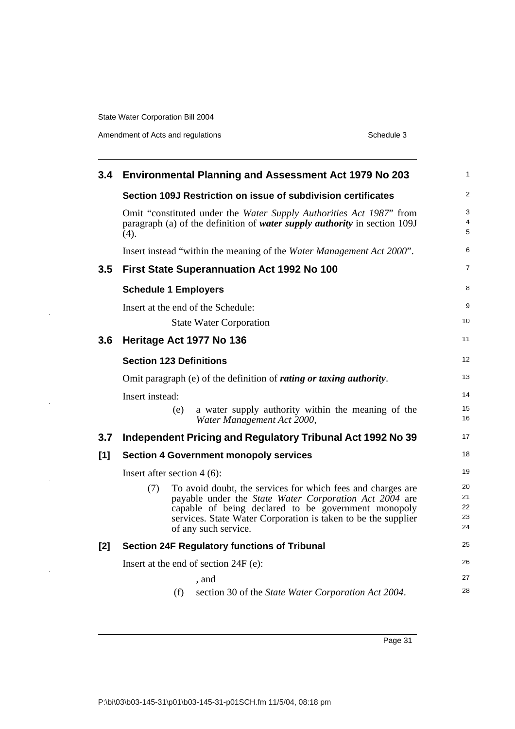## 3.4 Environmental Planning and Assessment Act 1979 No 203

### Section 109J Restriction on issue of subdivision certificates

Omit "constituted under the *Water Supply Authorities Act 1987*" from paragraph (a) of the definition of ***water supply authority*** in section 109J (4).

Insert instead "within the meaning of the *Water Management Act 2000*".

## 3.5 First State Superannuation Act 1992 No 100

### Schedule 1 Employers

Insert at the end of the Schedule:

State Water Corporation

## 3.6 Heritage Act 1977 No 136

### Section 123 Definitions

Omit paragraph (e) of the definition of ***rating or taxing authority***.

Insert instead:

(e) a water supply authority within the meaning of the *Water Management Act 2000*,

## 3.7 Independent Pricing and Regulatory Tribunal Act 1992 No 39

### [1] Section 4 Government monopoly services

Insert after section 4 (6):

(7) To avoid doubt, the services for which fees and charges are payable under the *State Water Corporation Act 2004* are capable of being declared to be government monopoly services. State Water Corporation is taken to be the supplier of any such service.

### [2] Section 24F Regulatory functions of Tribunal

Insert at the end of section 24F (e):

, and

(f) section 30 of the *State Water Corporation Act 2004*.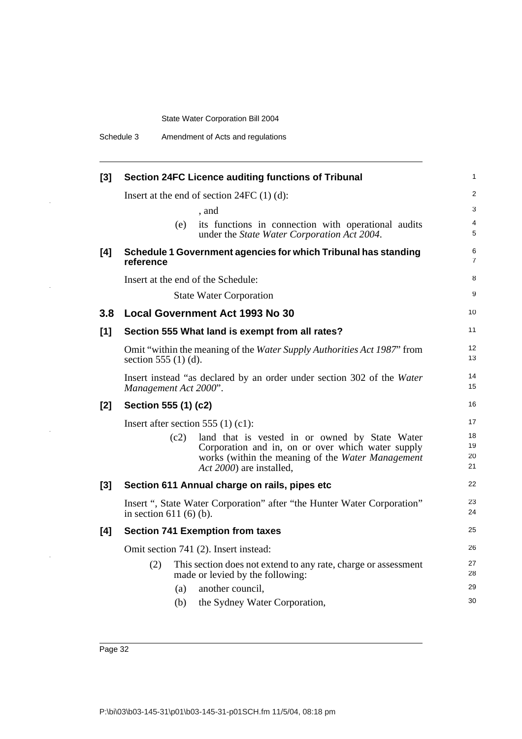**[3] Section 24FC Licence auditing functions of Tribunal**

Insert at the end of section 24FC (1) (d):

, and

(e) its functions in connection with operational audits under the *State Water Corporation Act 2004*.

**[4] Schedule 1 Government agencies for which Tribunal has standing reference**

Insert at the end of the Schedule:

State Water Corporation

## 3.8 Local Government Act 1993 No 30

**[1] Section 555 What land is exempt from all rates?**

Omit "within the meaning of the *Water Supply Authorities Act 1987*" from section 555 (1) (d).

Insert instead "as declared by an order under section 302 of the *Water Management Act 2000*".

**[2] Section 555 (1) (c2)**

Insert after section 555 (1) (c1):

(c2) land that is vested in or owned by State Water Corporation and in, on or over which water supply works (within the meaning of the *Water Management Act 2000*) are installed,

**[3] Section 611 Annual charge on rails, pipes etc**

Insert ", State Water Corporation" after "the Hunter Water Corporation" in section 611 (6) (b).

**[4] Section 741 Exemption from taxes**

Omit section 741 (2). Insert instead:

(2) This section does not extend to any rate, charge or assessment made or levied by the following:

(a) another council,

(b) the Sydney Water Corporation,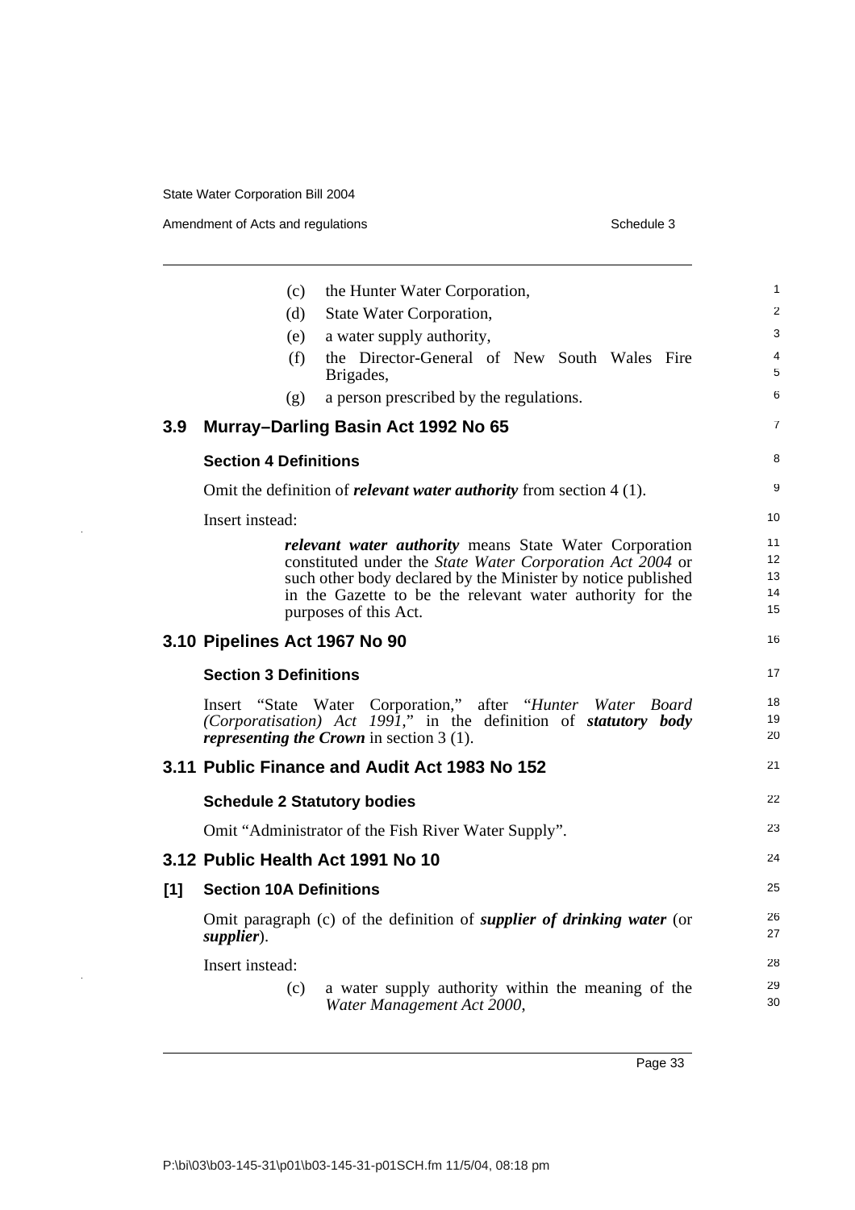(c) the Hunter Water Corporation,

(d) State Water Corporation,

(e) a water supply authority,

(f) the Director-General of New South Wales Fire Brigades,

(g) a person prescribed by the regulations.

## 3.9 Murray–Darling Basin Act 1992 No 65

### Section 4 Definitions

Omit the definition of ***relevant water authority*** from section 4 (1).

Insert instead:

> ***relevant water authority*** means State Water Corporation constituted under the *State Water Corporation Act 2004* or such other body declared by the Minister by notice published in the Gazette to be the relevant water authority for the purposes of this Act.

## 3.10 Pipelines Act 1967 No 90

### Section 3 Definitions

Insert "State Water Corporation," after "*Hunter Water Board (Corporatisation) Act 1991*," in the definition of ***statutory body representing the Crown*** in section 3 (1).

## 3.11 Public Finance and Audit Act 1983 No 152

### Schedule 2 Statutory bodies

Omit "Administrator of the Fish River Water Supply".

## 3.12 Public Health Act 1991 No 10

### [1] Section 10A Definitions

Omit paragraph (c) of the definition of ***supplier of drinking water*** (or ***supplier***).

Insert instead:

> (c) a water supply authority within the meaning of the *Water Management Act 2000*,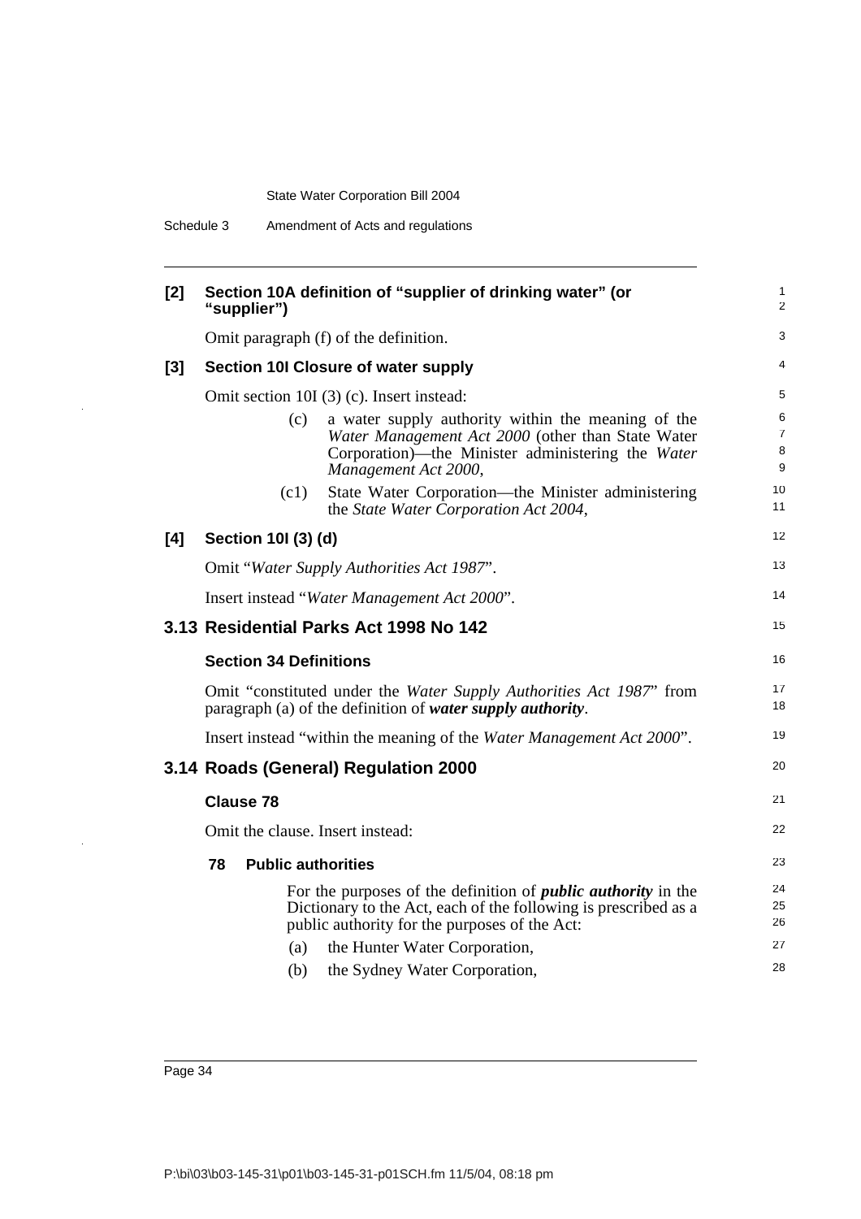**[2] Section 10A definition of "supplier of drinking water" (or "supplier")**

Omit paragraph (f) of the definition.

**[3] Section 10I Closure of water supply**

Omit section 10I (3) (c). Insert instead:

(c) a water supply authority within the meaning of the *Water Management Act 2000* (other than State Water Corporation)—the Minister administering the *Water Management Act 2000*,

(c1) State Water Corporation—the Minister administering the *State Water Corporation Act 2004*,

**[4] Section 10I (3) (d)**

Omit "*Water Supply Authorities Act 1987*".

Insert instead "*Water Management Act 2000*".

## 3.13 Residential Parks Act 1998 No 142

**Section 34 Definitions**

Omit "constituted under the *Water Supply Authorities Act 1987*" from paragraph (a) of the definition of ***water supply authority***.

Insert instead "within the meaning of the *Water Management Act 2000*".

## 3.14 Roads (General) Regulation 2000

**Clause 78**

Omit the clause. Insert instead:

**78 Public authorities**

For the purposes of the definition of ***public authority*** in the Dictionary to the Act, each of the following is prescribed as a public authority for the purposes of the Act:

(a) the Hunter Water Corporation,

(b) the Sydney Water Corporation,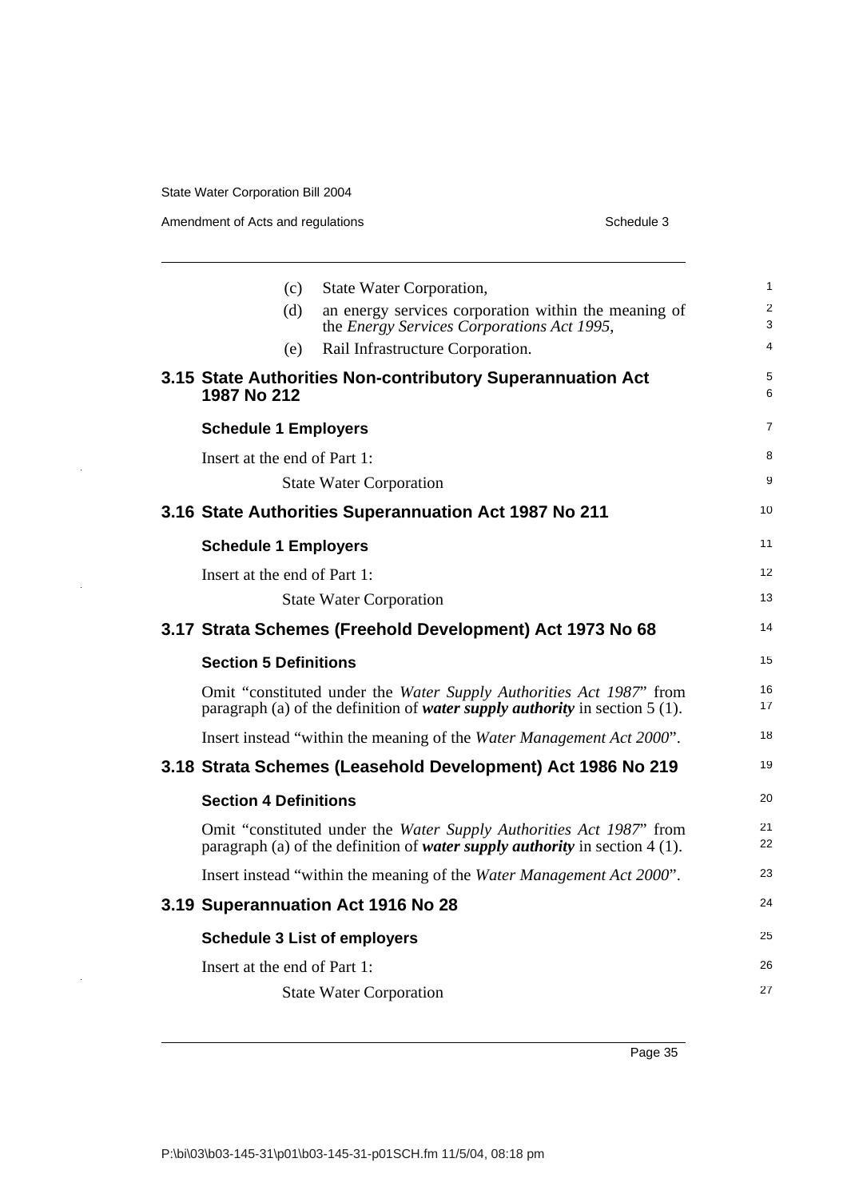(c) State Water Corporation,

(d) an energy services corporation within the meaning of the *Energy Services Corporations Act 1995*,

(e) Rail Infrastructure Corporation.

## 3.15 State Authorities Non-contributory Superannuation Act 1987 No 212

### Schedule 1 Employers

Insert at the end of Part 1:

State Water Corporation

## 3.16 State Authorities Superannuation Act 1987 No 211

### Schedule 1 Employers

Insert at the end of Part 1:

State Water Corporation

## 3.17 Strata Schemes (Freehold Development) Act 1973 No 68

### Section 5 Definitions

Omit "constituted under the *Water Supply Authorities Act 1987*" from paragraph (a) of the definition of ***water supply authority*** in section 5 (1).

Insert instead "within the meaning of the *Water Management Act 2000*".

## 3.18 Strata Schemes (Leasehold Development) Act 1986 No 219

### Section 4 Definitions

Omit "constituted under the *Water Supply Authorities Act 1987*" from paragraph (a) of the definition of ***water supply authority*** in section 4 (1).

Insert instead "within the meaning of the *Water Management Act 2000*".

## 3.19 Superannuation Act 1916 No 28

### Schedule 3 List of employers

Insert at the end of Part 1:

State Water Corporation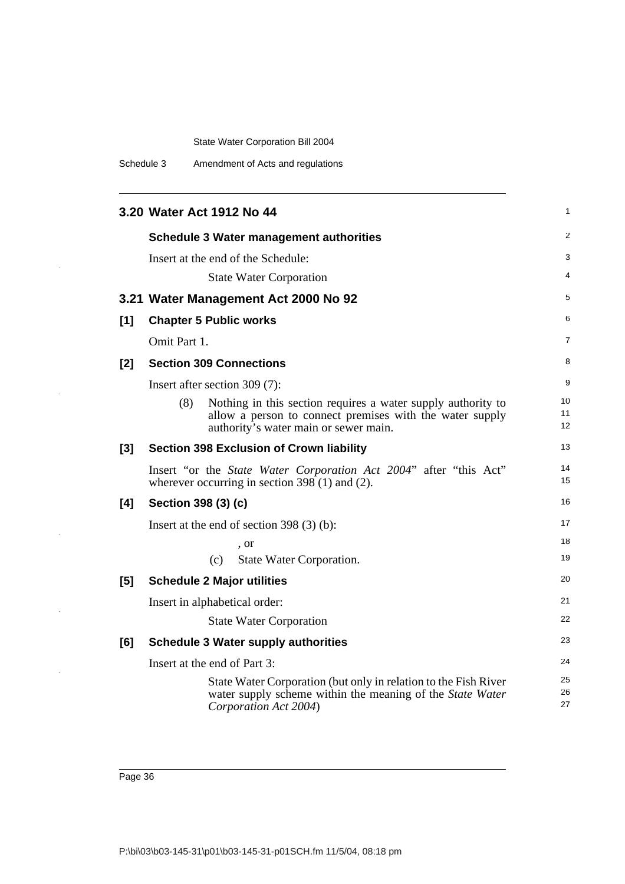## 3.20 Water Act 1912 No 44

### Schedule 3 Water management authorities

Insert at the end of the Schedule:

State Water Corporation

## 3.21 Water Management Act 2000 No 92

### [1] Chapter 5 Public works

Omit Part 1.

### [2] Section 309 Connections

Insert after section 309 (7):

(8) Nothing in this section requires a water supply authority to allow a person to connect premises with the water supply authority's water main or sewer main.

### [3] Section 398 Exclusion of Crown liability

Insert "or the *State Water Corporation Act 2004*" after "this Act" wherever occurring in section 398 (1) and (2).

### [4] Section 398 (3) (c)

Insert at the end of section 398 (3) (b):

, or

(c) State Water Corporation.

### [5] Schedule 2 Major utilities

Insert in alphabetical order:

State Water Corporation

### [6] Schedule 3 Water supply authorities

Insert at the end of Part 3:

State Water Corporation (but only in relation to the Fish River water supply scheme within the meaning of the *State Water Corporation Act 2004*)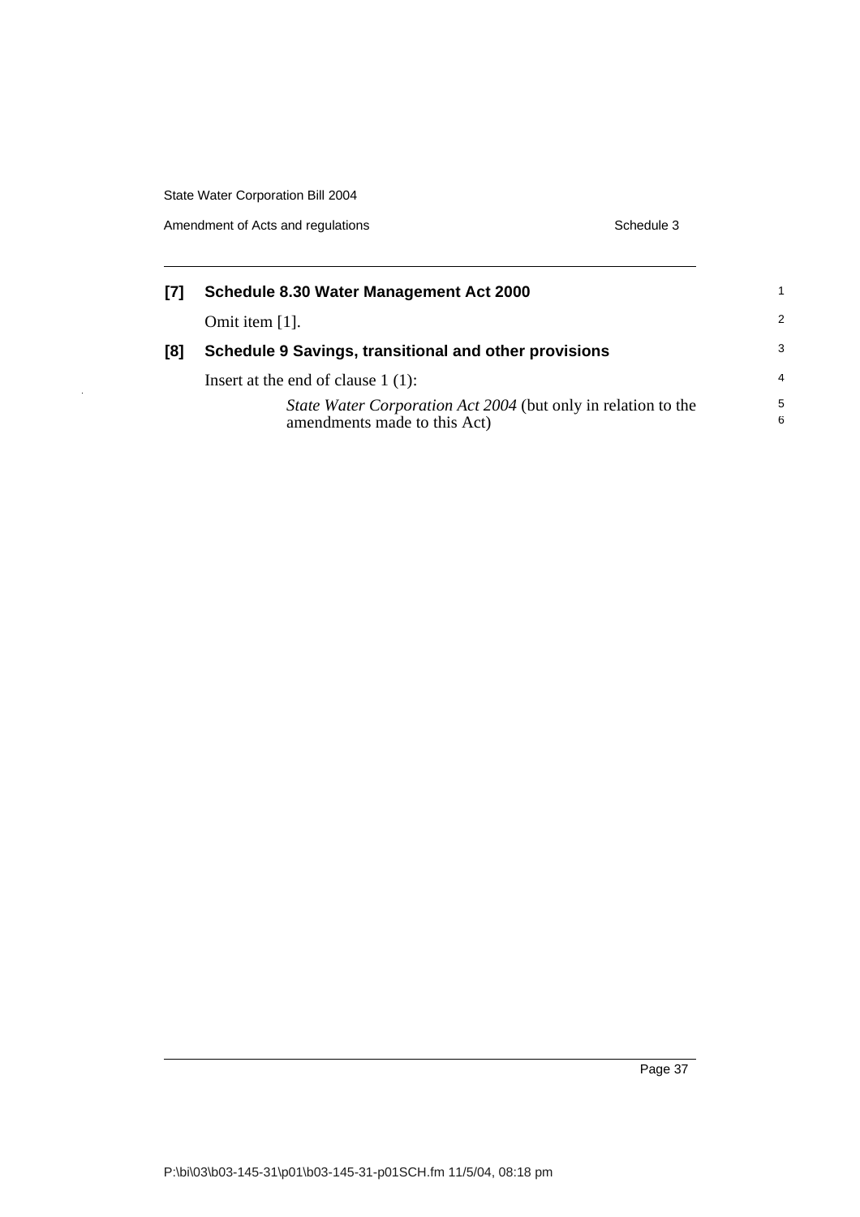**[7] Schedule 8.30 Water Management Act 2000**

Omit item [1].

**[8] Schedule 9 Savings, transitional and other provisions**

Insert at the end of clause 1 (1):

> *State Water Corporation Act 2004* (but only in relation to the amendments made to this Act)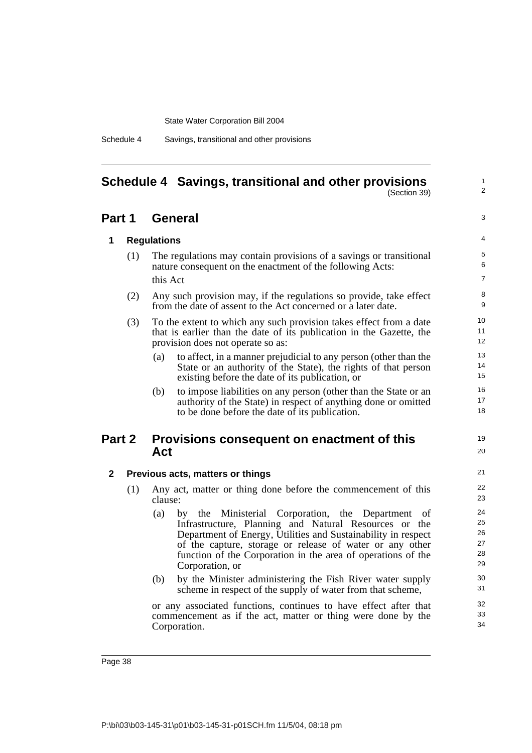# Schedule 4 Savings, transitional and other provisions

(Section 39)

## Part 1 General

### 1 Regulations

(1) The regulations may contain provisions of a savings or transitional nature consequent on the enactment of the following Acts:

this Act

(2) Any such provision may, if the regulations so provide, take effect from the date of assent to the Act concerned or a later date.

(3) To the extent to which any such provision takes effect from a date that is earlier than the date of its publication in the Gazette, the provision does not operate so as:

- (a) to affect, in a manner prejudicial to any person (other than the State or an authority of the State), the rights of that person existing before the date of its publication, or
- (b) to impose liabilities on any person (other than the State or an authority of the State) in respect of anything done or omitted to be done before the date of its publication.

## Part 2 Provisions consequent on enactment of this Act

### 2 Previous acts, matters or things

(1) Any act, matter or thing done before the commencement of this clause:

- (a) by the Ministerial Corporation, the Department of Infrastructure, Planning and Natural Resources or the Department of Energy, Utilities and Sustainability in respect of the capture, storage or release of water or any other function of the Corporation in the area of operations of the Corporation, or
- (b) by the Minister administering the Fish River water supply scheme in respect of the supply of water from that scheme,

or any associated functions, continues to have effect after that commencement as if the act, matter or thing were done by the Corporation.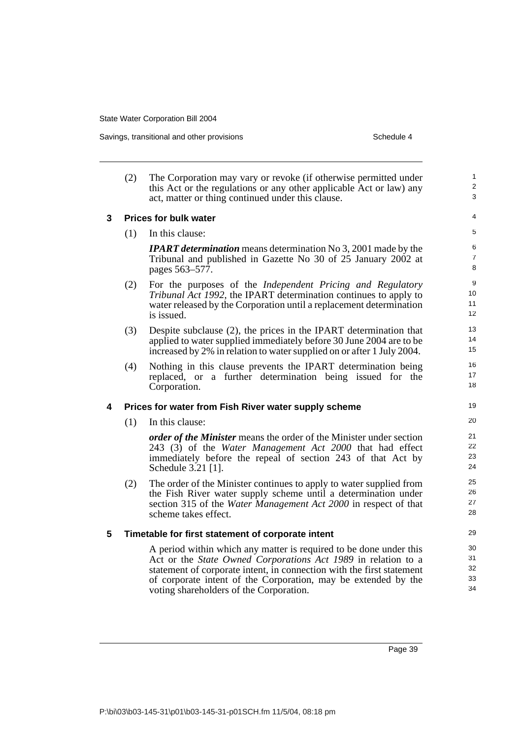(2) The Corporation may vary or revoke (if otherwise permitted under this Act or the regulations or any other applicable Act or law) any act, matter or thing continued under this clause.

### 3 Prices for bulk water

(1) In this clause:

***IPART determination*** means determination No 3, 2001 made by the Tribunal and published in Gazette No 30 of 25 January 2002 at pages 563–577.

(2) For the purposes of the *Independent Pricing and Regulatory Tribunal Act 1992*, the IPART determination continues to apply to water released by the Corporation until a replacement determination is issued.

(3) Despite subclause (2), the prices in the IPART determination that applied to water supplied immediately before 30 June 2004 are to be increased by 2% in relation to water supplied on or after 1 July 2004.

(4) Nothing in this clause prevents the IPART determination being replaced, or a further determination being issued for the Corporation.

### 4 Prices for water from Fish River water supply scheme

(1) In this clause:

***order of the Minister*** means the order of the Minister under section 243 (3) of the *Water Management Act 2000* that had effect immediately before the repeal of section 243 of that Act by Schedule 3.21 [1].

(2) The order of the Minister continues to apply to water supplied from the Fish River water supply scheme until a determination under section 315 of the *Water Management Act 2000* in respect of that scheme takes effect.

### 5 Timetable for first statement of corporate intent

A period within which any matter is required to be done under this Act or the *State Owned Corporations Act 1989* in relation to a statement of corporate intent, in connection with the first statement of corporate intent of the Corporation, may be extended by the voting shareholders of the Corporation.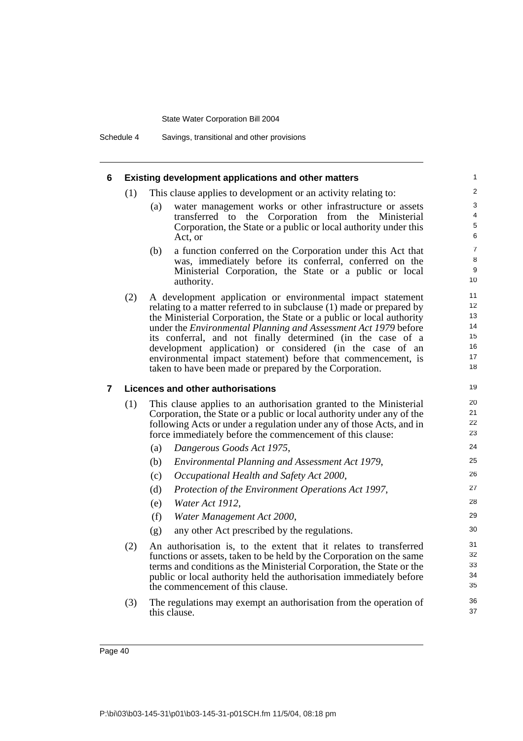## 6 Existing development applications and other matters

(1) This clause applies to development or an activity relating to:

- (a) water management works or other infrastructure or assets transferred to the Corporation from the Ministerial Corporation, the State or a public or local authority under this Act, or
- (b) a function conferred on the Corporation under this Act that was, immediately before its conferral, conferred on the Ministerial Corporation, the State or a public or local authority.

(2) A development application or environmental impact statement relating to a matter referred to in subclause (1) made or prepared by the Ministerial Corporation, the State or a public or local authority under the *Environmental Planning and Assessment Act 1979* before its conferral, and not finally determined (in the case of a development application) or considered (in the case of an environmental impact statement) before that commencement, is taken to have been made or prepared by the Corporation.

## 7 Licences and other authorisations

(1) This clause applies to an authorisation granted to the Ministerial Corporation, the State or a public or local authority under any of the following Acts or under a regulation under any of those Acts, and in force immediately before the commencement of this clause:

- (a) *Dangerous Goods Act 1975*,
- (b) *Environmental Planning and Assessment Act 1979*,
- (c) *Occupational Health and Safety Act 2000*,
- (d) *Protection of the Environment Operations Act 1997*,
- (e) *Water Act 1912*,
- (f) *Water Management Act 2000*,
- (g) any other Act prescribed by the regulations.

(2) An authorisation is, to the extent that it relates to transferred functions or assets, taken to be held by the Corporation on the same terms and conditions as the Ministerial Corporation, the State or the public or local authority held the authorisation immediately before the commencement of this clause.

(3) The regulations may exempt an authorisation from the operation of this clause.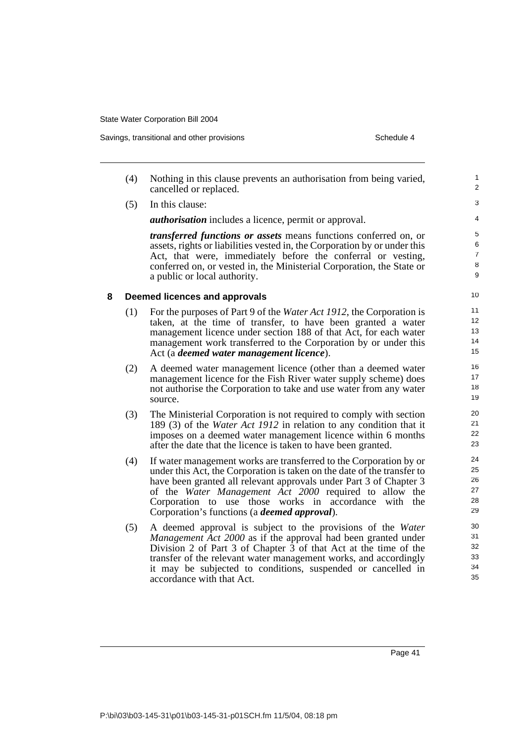(4) Nothing in this clause prevents an authorisation from being varied, cancelled or replaced.

(5) In this clause:

***authorisation*** includes a licence, permit or approval.

***transferred functions or assets*** means functions conferred on, or assets, rights or liabilities vested in, the Corporation by or under this Act, that were, immediately before the conferral or vesting, conferred on, or vested in, the Ministerial Corporation, the State or a public or local authority.

### 8 Deemed licences and approvals

(1) For the purposes of Part 9 of the *Water Act 1912*, the Corporation is taken, at the time of transfer, to have been granted a water management licence under section 188 of that Act, for each water management work transferred to the Corporation by or under this Act (a ***deemed water management licence***).

(2) A deemed water management licence (other than a deemed water management licence for the Fish River water supply scheme) does not authorise the Corporation to take and use water from any water source.

(3) The Ministerial Corporation is not required to comply with section 189 (3) of the *Water Act 1912* in relation to any condition that it imposes on a deemed water management licence within 6 months after the date that the licence is taken to have been granted.

(4) If water management works are transferred to the Corporation by or under this Act, the Corporation is taken on the date of the transfer to have been granted all relevant approvals under Part 3 of Chapter 3 of the *Water Management Act 2000* required to allow the Corporation to use those works in accordance with the Corporation's functions (a ***deemed approval***).

(5) A deemed approval is subject to the provisions of the *Water Management Act 2000* as if the approval had been granted under Division 2 of Part 3 of Chapter 3 of that Act at the time of the transfer of the relevant water management works, and accordingly it may be subjected to conditions, suspended or cancelled in accordance with that Act.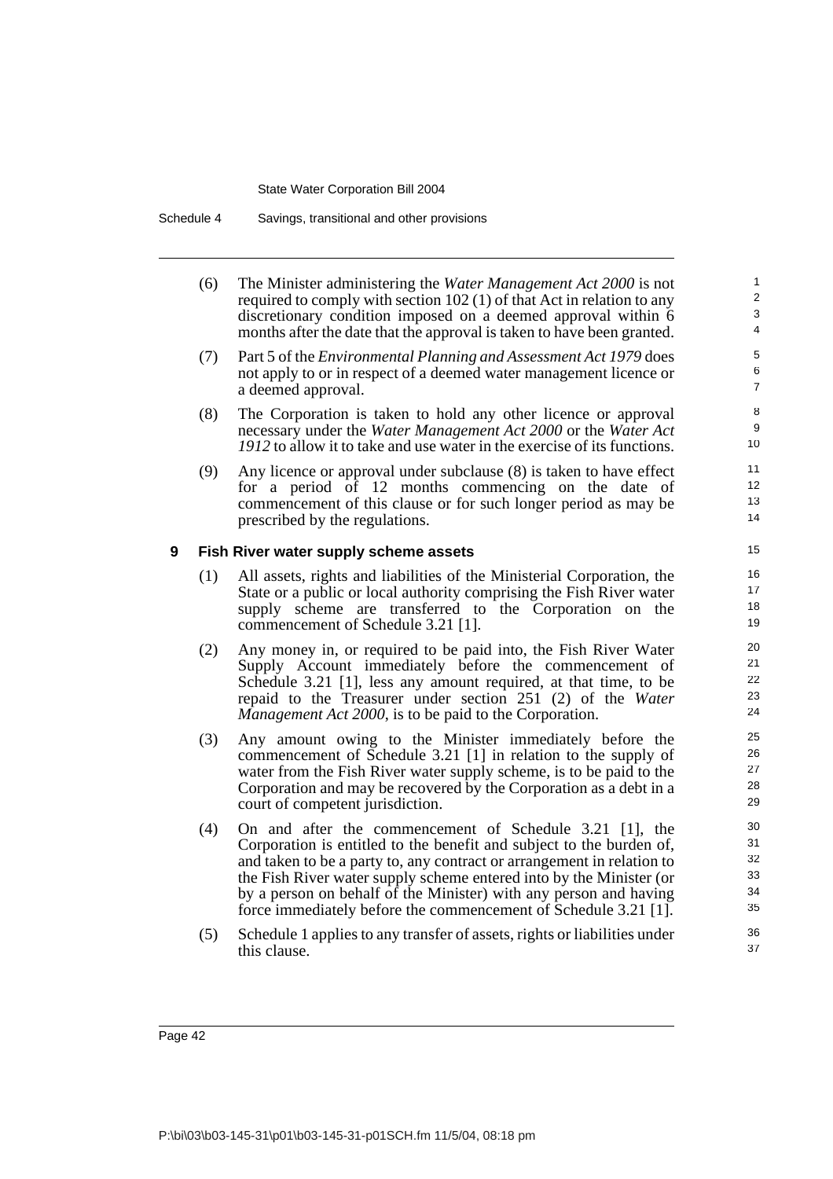(6) The Minister administering the *Water Management Act 2000* is not required to comply with section 102 (1) of that Act in relation to any discretionary condition imposed on a deemed approval within 6 months after the date that the approval is taken to have been granted.

(7) Part 5 of the *Environmental Planning and Assessment Act 1979* does not apply to or in respect of a deemed water management licence or a deemed approval.

(8) The Corporation is taken to hold any other licence or approval necessary under the *Water Management Act 2000* or the *Water Act 1912* to allow it to take and use water in the exercise of its functions.

(9) Any licence or approval under subclause (8) is taken to have effect for a period of 12 months commencing on the date of commencement of this clause or for such longer period as may be prescribed by the regulations.

### 9 Fish River water supply scheme assets

(1) All assets, rights and liabilities of the Ministerial Corporation, the State or a public or local authority comprising the Fish River water supply scheme are transferred to the Corporation on the commencement of Schedule 3.21 [1].

(2) Any money in, or required to be paid into, the Fish River Water Supply Account immediately before the commencement of Schedule 3.21 [1], less any amount required, at that time, to be repaid to the Treasurer under section 251 (2) of the *Water Management Act 2000*, is to be paid to the Corporation.

(3) Any amount owing to the Minister immediately before the commencement of Schedule 3.21 [1] in relation to the supply of water from the Fish River water supply scheme, is to be paid to the Corporation and may be recovered by the Corporation as a debt in a court of competent jurisdiction.

(4) On and after the commencement of Schedule 3.21 [1], the Corporation is entitled to the benefit and subject to the burden of, and taken to be a party to, any contract or arrangement in relation to the Fish River water supply scheme entered into by the Minister (or by a person on behalf of the Minister) with any person and having force immediately before the commencement of Schedule 3.21 [1].

(5) Schedule 1 applies to any transfer of assets, rights or liabilities under this clause.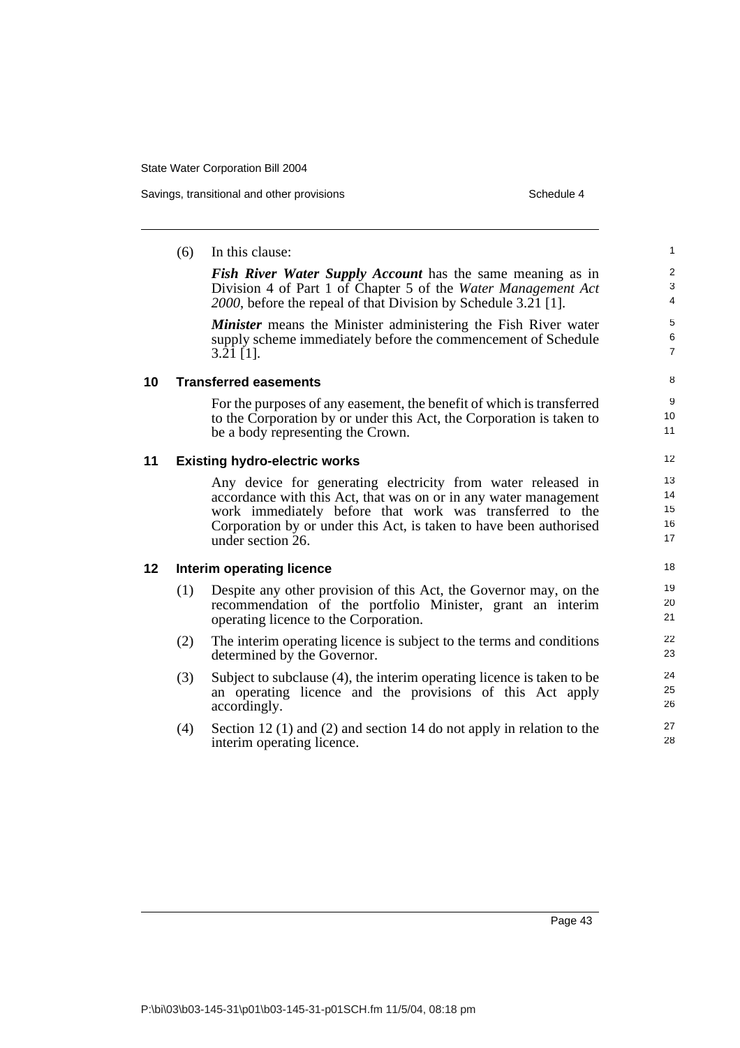(6) In this clause:

***Fish River Water Supply Account*** has the same meaning as in Division 4 of Part 1 of Chapter 5 of the *Water Management Act 2000*, before the repeal of that Division by Schedule 3.21 [1].

***Minister*** means the Minister administering the Fish River water supply scheme immediately before the commencement of Schedule 3.21 [1].

### 10 Transferred easements

For the purposes of any easement, the benefit of which is transferred to the Corporation by or under this Act, the Corporation is taken to be a body representing the Crown.

### 11 Existing hydro-electric works

Any device for generating electricity from water released in accordance with this Act, that was on or in any water management work immediately before that work was transferred to the Corporation by or under this Act, is taken to have been authorised under section 26.

### 12 Interim operating licence

(1) Despite any other provision of this Act, the Governor may, on the recommendation of the portfolio Minister, grant an interim operating licence to the Corporation.

(2) The interim operating licence is subject to the terms and conditions determined by the Governor.

(3) Subject to subclause (4), the interim operating licence is taken to be an operating licence and the provisions of this Act apply accordingly.

(4) Section 12 (1) and (2) and section 14 do not apply in relation to the interim operating licence.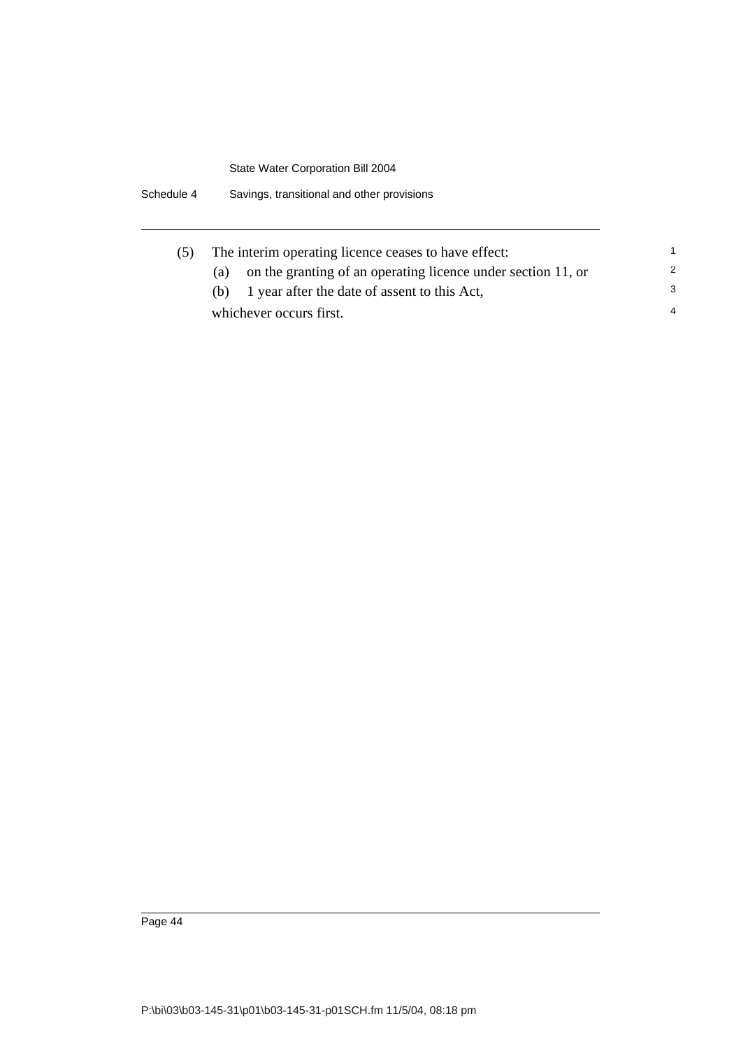(5) The interim operating licence ceases to have effect:

(a) on the granting of an operating licence under section 11, or

(b) 1 year after the date of assent to this Act,

whichever occurs first.